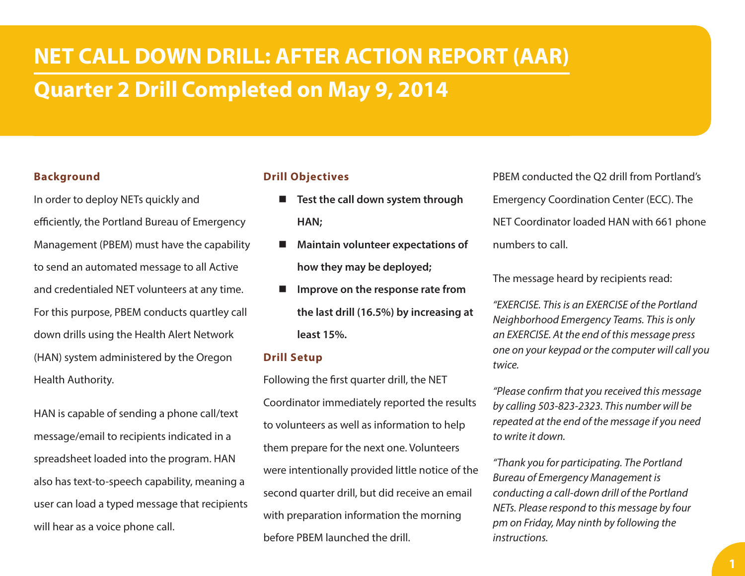# NET CALL DOWN DRILL: AFTER ACTION REPORT (AAR)

## Quarter 2 Drill Completed on May 9, 2014

### Background

In order to deploy NETs quickly and efficiently, the Portland Bureau of Emergency Management (PBEM) must have the capability to send an automated message to all Active and credentialed NET volunteers at any time. For this purpose, PBEM conducts quartley call down drills using the Health Alert Network (HAN) system administered by the Oregon Health Authority.

HAN is capable of sending a phone call/text message/email to recipients indicated in a spreadsheet loaded into the program. HAN also has text-to-speech capability, meaning a user can load a typed message that recipients will hear as a voice phone call.

### Drill Objectives

- **Test the call down system through HAN;**
- **Maintain volunteer expectations of how they may be deployed;**
- **Improve on the response rate from the last drill (16.5%) by increasing at least 15%.**

### Drill Setup

Following the first quarter drill, the NET Coordinator immediately reported the results to volunteers as well as information to help them prepare for the next one. Volunteers were intentionally provided little notice of the second quarter drill, but did receive an email with preparation information the morning before PBEM launched the drill.

PBEM conducted the Q2 drill from Portland's Emergency Coordination Center (ECC). The NET Coordinator loaded HAN with 661 phone numbers to call.

The message heard by recipients read:

*"EXERCISE. This is an EXERCISE of the Portland Neighborhood Emergency Teams. This is only an EXERCISE. At the end of this message press one on your keypad or the computer will call you twice.*

*"Please confirm that you received this message by calling 503-823-2323. This number will be repeated at the end of the message if you need to write it down.*

*"Thank you for participating. The Portland Bureau of Emergency Management is conducting a call-down drill of the Portland NETs. Please respond to this message by four pm on Friday, May ninth by following the instructions.*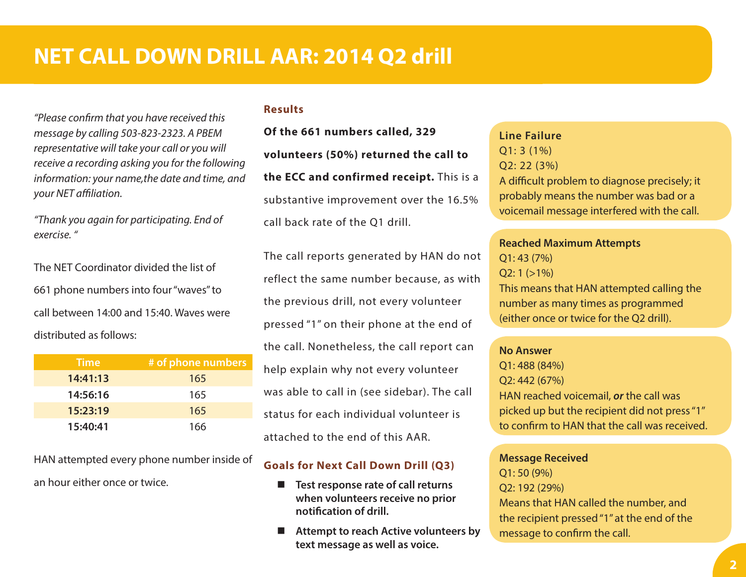# NET CALL DOWN DRILL AAR: 2014 Q2 drill

*"Please confirm that you have received this message by calling 503-823-2323. A PBEM representative will take your call or you will receive a recording asking you for the following information: your name,the date and time, and your NET affiliation.*

*"Thank you again for participating. End of exercise. "*

The NET Coordinator divided the list of 661 phone numbers into four "waves" to call between 14:00 and 15:40. Waves were distributed as follows:

| Time | # of phone numbers |
|---|---|
| **14:41:13** | 165 |
| **14:56:16** | 165 |
| **15:23:19** | 165 |
| **15:40:41** | 166 |

HAN attempted every phone number inside of an hour either once or twice.

## Results

**Of the 661 numbers called, 329 volunteers (50%) returned the call to the ECC and confirmed receipt.** This is a substantive improvement over the 16.5% call back rate of the Q1 drill.

The call reports generated by HAN do not reflect the same number because, as with the previous drill, not every volunteer pressed "1" on their phone at the end of the call. Nonetheless, the call report can help explain why not every volunteer was able to call in (see sidebar). The call status for each individual volunteer is attached to the end of this AAR.

## Goals for Next Call Down Drill (Q3)

- **Test response rate of call returns when volunteers receive no prior notification of drill.**
- **Attempt to reach Active volunteers by text message as well as voice.**

**Line Failure**
Q1: 3 (1%)
Q2: 22 (3%)
A difficult problem to diagnose precisely; it probably means the number was bad or a voicemail message interfered with the call.

**Reached Maximum Attempts**
Q1: 43 (7%)
Q2: 1 (>1%)
This means that HAN attempted calling the number as many times as programmed (either once or twice for the Q2 drill).

**No Answer**
Q1: 488 (84%)
Q2: 442 (67%)
HAN reached voicemail, ***or*** the call was picked up but the recipient did not press "1" to confirm to HAN that the call was received.

**Message Received**
Q1: 50 (9%)
Q2: 192 (29%)
Means that HAN called the number, and the recipient pressed "1" at the end of the message to confirm the call.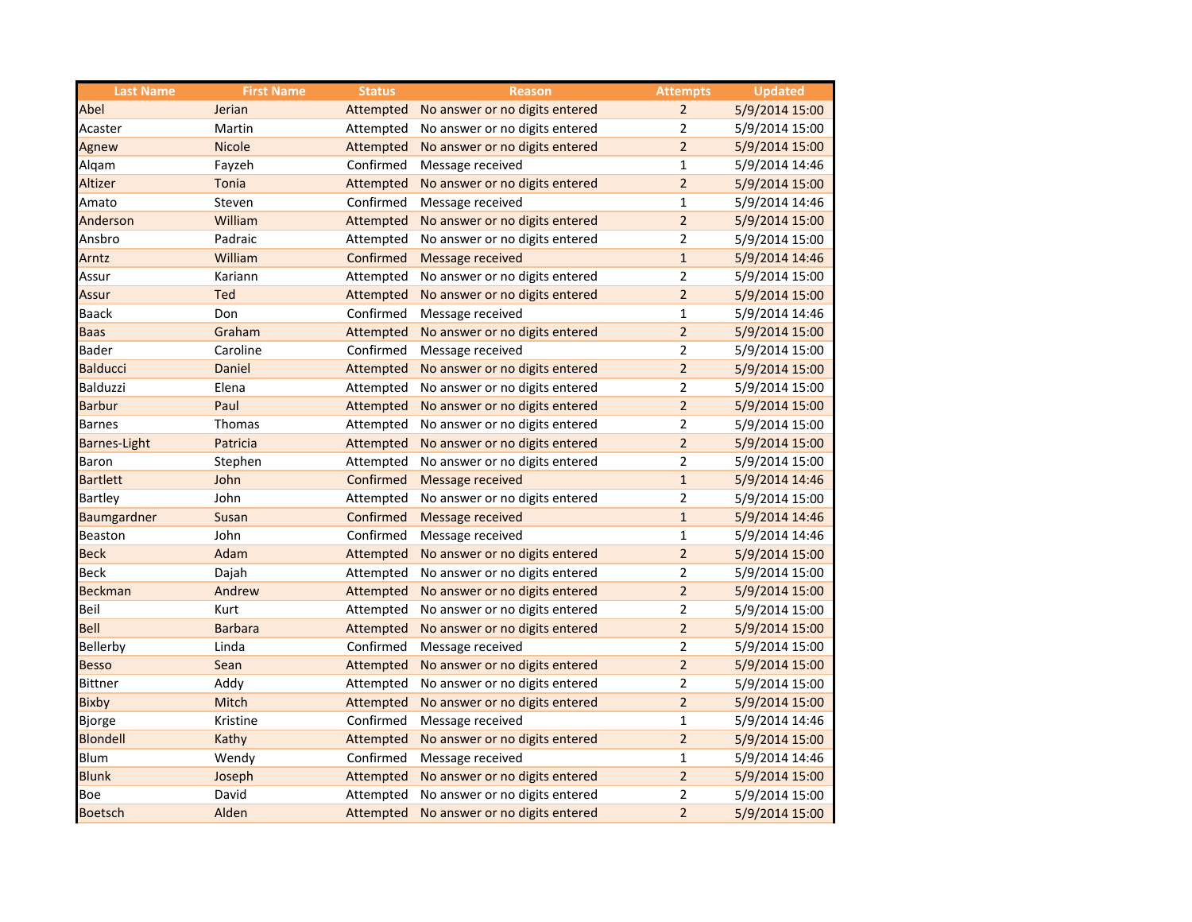| Last Name | First Name | Status | Reason | Attempts | Updated |
|---|---|---|---|---|---|
| Abel | Jerian | Attempted | No answer or no digits entered | 2 | 5/9/2014 15:00 |
| Acaster | Martin | Attempted | No answer or no digits entered | 2 | 5/9/2014 15:00 |
| Agnew | Nicole | Attempted | No answer or no digits entered | 2 | 5/9/2014 15:00 |
| Alqam | Fayzeh | Confirmed | Message received | 1 | 5/9/2014 14:46 |
| Altizer | Tonia | Attempted | No answer or no digits entered | 2 | 5/9/2014 15:00 |
| Amato | Steven | Confirmed | Message received | 1 | 5/9/2014 14:46 |
| Anderson | William | Attempted | No answer or no digits entered | 2 | 5/9/2014 15:00 |
| Ansbro | Padraic | Attempted | No answer or no digits entered | 2 | 5/9/2014 15:00 |
| Arntz | William | Confirmed | Message received | 1 | 5/9/2014 14:46 |
| Assur | Kariann | Attempted | No answer or no digits entered | 2 | 5/9/2014 15:00 |
| Assur | Ted | Attempted | No answer or no digits entered | 2 | 5/9/2014 15:00 |
| Baack | Don | Confirmed | Message received | 1 | 5/9/2014 14:46 |
| Baas | Graham | Attempted | No answer or no digits entered | 2 | 5/9/2014 15:00 |
| Bader | Caroline | Confirmed | Message received | 2 | 5/9/2014 15:00 |
| Balducci | Daniel | Attempted | No answer or no digits entered | 2 | 5/9/2014 15:00 |
| Balduzzi | Elena | Attempted | No answer or no digits entered | 2 | 5/9/2014 15:00 |
| Barbur | Paul | Attempted | No answer or no digits entered | 2 | 5/9/2014 15:00 |
| Barnes | Thomas | Attempted | No answer or no digits entered | 2 | 5/9/2014 15:00 |
| Barnes-Light | Patricia | Attempted | No answer or no digits entered | 2 | 5/9/2014 15:00 |
| Baron | Stephen | Attempted | No answer or no digits entered | 2 | 5/9/2014 15:00 |
| Bartlett | John | Confirmed | Message received | 1 | 5/9/2014 14:46 |
| Bartley | John | Attempted | No answer or no digits entered | 2 | 5/9/2014 15:00 |
| Baumgardner | Susan | Confirmed | Message received | 1 | 5/9/2014 14:46 |
| Beaston | John | Confirmed | Message received | 1 | 5/9/2014 14:46 |
| Beck | Adam | Attempted | No answer or no digits entered | 2 | 5/9/2014 15:00 |
| Beck | Dajah | Attempted | No answer or no digits entered | 2 | 5/9/2014 15:00 |
| Beckman | Andrew | Attempted | No answer or no digits entered | 2 | 5/9/2014 15:00 |
| Beil | Kurt | Attempted | No answer or no digits entered | 2 | 5/9/2014 15:00 |
| Bell | Barbara | Attempted | No answer or no digits entered | 2 | 5/9/2014 15:00 |
| Bellerby | Linda | Confirmed | Message received | 2 | 5/9/2014 15:00 |
| Besso | Sean | Attempted | No answer or no digits entered | 2 | 5/9/2014 15:00 |
| Bittner | Addy | Attempted | No answer or no digits entered | 2 | 5/9/2014 15:00 |
| Bixby | Mitch | Attempted | No answer or no digits entered | 2 | 5/9/2014 15:00 |
| Bjorge | Kristine | Confirmed | Message received | 1 | 5/9/2014 14:46 |
| Blondell | Kathy | Attempted | No answer or no digits entered | 2 | 5/9/2014 15:00 |
| Blum | Wendy | Confirmed | Message received | 1 | 5/9/2014 14:46 |
| Blunk | Joseph | Attempted | No answer or no digits entered | 2 | 5/9/2014 15:00 |
| Boe | David | Attempted | No answer or no digits entered | 2 | 5/9/2014 15:00 |
| Boetsch | Alden | Attempted | No answer or no digits entered | 2 | 5/9/2014 15:00 |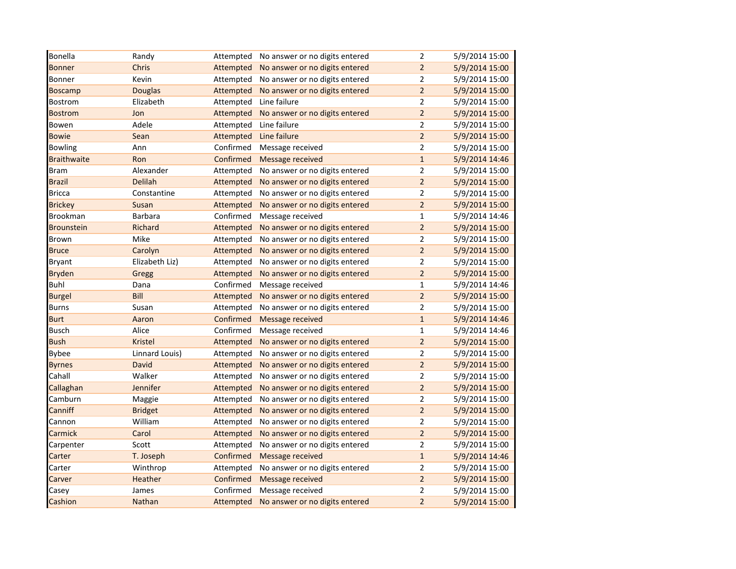| | | | | | |
|---|---|---|---|---|---|
| Bonella | Randy | Attempted | No answer or no digits entered | 2 | 5/9/2014 15:00 |
| Bonner | Chris | Attempted | No answer or no digits entered | 2 | 5/9/2014 15:00 |
| Bonner | Kevin | Attempted | No answer or no digits entered | 2 | 5/9/2014 15:00 |
| Boscamp | Douglas | Attempted | No answer or no digits entered | 2 | 5/9/2014 15:00 |
| Bostrom | Elizabeth | Attempted | Line failure | 2 | 5/9/2014 15:00 |
| Bostrom | Jon | Attempted | No answer or no digits entered | 2 | 5/9/2014 15:00 |
| Bowen | Adele | Attempted | Line failure | 2 | 5/9/2014 15:00 |
| Bowie | Sean | Attempted | Line failure | 2 | 5/9/2014 15:00 |
| Bowling | Ann | Confirmed | Message received | 2 | 5/9/2014 15:00 |
| Braithwaite | Ron | Confirmed | Message received | 1 | 5/9/2014 14:46 |
| Bram | Alexander | Attempted | No answer or no digits entered | 2 | 5/9/2014 15:00 |
| Brazil | Delilah | Attempted | No answer or no digits entered | 2 | 5/9/2014 15:00 |
| Bricca | Constantine | Attempted | No answer or no digits entered | 2 | 5/9/2014 15:00 |
| Brickey | Susan | Attempted | No answer or no digits entered | 2 | 5/9/2014 15:00 |
| Brookman | Barbara | Confirmed | Message received | 1 | 5/9/2014 14:46 |
| Brounstein | Richard | Attempted | No answer or no digits entered | 2 | 5/9/2014 15:00 |
| Brown | Mike | Attempted | No answer or no digits entered | 2 | 5/9/2014 15:00 |
| Bruce | Carolyn | Attempted | No answer or no digits entered | 2 | 5/9/2014 15:00 |
| Bryant | Elizabeth Liz) | Attempted | No answer or no digits entered | 2 | 5/9/2014 15:00 |
| Bryden | Gregg | Attempted | No answer or no digits entered | 2 | 5/9/2014 15:00 |
| Buhl | Dana | Confirmed | Message received | 1 | 5/9/2014 14:46 |
| Burgel | Bill | Attempted | No answer or no digits entered | 2 | 5/9/2014 15:00 |
| Burns | Susan | Attempted | No answer or no digits entered | 2 | 5/9/2014 15:00 |
| Burt | Aaron | Confirmed | Message received | 1 | 5/9/2014 14:46 |
| Busch | Alice | Confirmed | Message received | 1 | 5/9/2014 14:46 |
| Bush | Kristel | Attempted | No answer or no digits entered | 2 | 5/9/2014 15:00 |
| Bybee | Linnard Louis) | Attempted | No answer or no digits entered | 2 | 5/9/2014 15:00 |
| Byrnes | David | Attempted | No answer or no digits entered | 2 | 5/9/2014 15:00 |
| Cahall | Walker | Attempted | No answer or no digits entered | 2 | 5/9/2014 15:00 |
| Callaghan | Jennifer | Attempted | No answer or no digits entered | 2 | 5/9/2014 15:00 |
| Camburn | Maggie | Attempted | No answer or no digits entered | 2 | 5/9/2014 15:00 |
| Canniff | Bridget | Attempted | No answer or no digits entered | 2 | 5/9/2014 15:00 |
| Cannon | William | Attempted | No answer or no digits entered | 2 | 5/9/2014 15:00 |
| Carmick | Carol | Attempted | No answer or no digits entered | 2 | 5/9/2014 15:00 |
| Carpenter | Scott | Attempted | No answer or no digits entered | 2 | 5/9/2014 15:00 |
| Carter | T. Joseph | Confirmed | Message received | 1 | 5/9/2014 14:46 |
| Carter | Winthrop | Attempted | No answer or no digits entered | 2 | 5/9/2014 15:00 |
| Carver | Heather | Confirmed | Message received | 2 | 5/9/2014 15:00 |
| Casey | James | Confirmed | Message received | 2 | 5/9/2014 15:00 |
| Cashion | Nathan | Attempted | No answer or no digits entered | 2 | 5/9/2014 15:00 |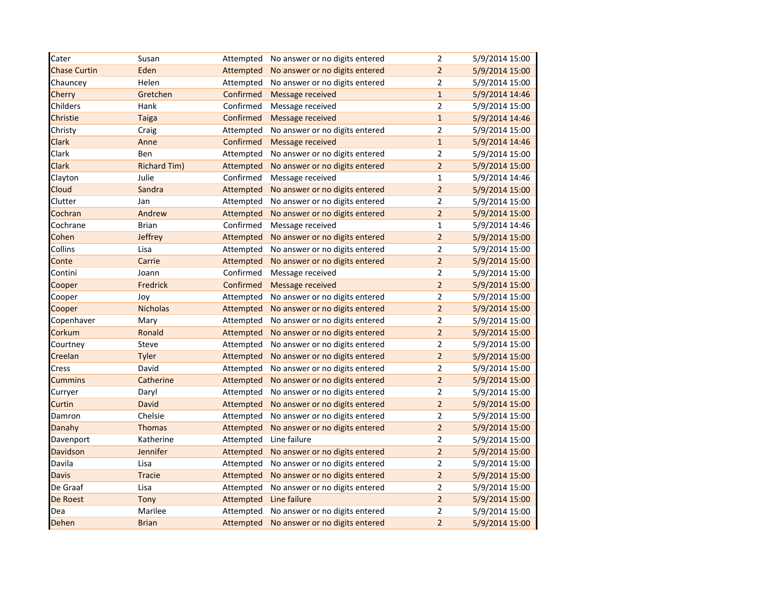| | | | | | |
|---|---|---|---|---|---|
| Cater | Susan | Attempted | No answer or no digits entered | 2 | 5/9/2014 15:00 |
| Chase Curtin | Eden | Attempted | No answer or no digits entered | 2 | 5/9/2014 15:00 |
| Chauncey | Helen | Attempted | No answer or no digits entered | 2 | 5/9/2014 15:00 |
| Cherry | Gretchen | Confirmed | Message received | 1 | 5/9/2014 14:46 |
| Childers | Hank | Confirmed | Message received | 2 | 5/9/2014 15:00 |
| Christie | Taiga | Confirmed | Message received | 1 | 5/9/2014 14:46 |
| Christy | Craig | Attempted | No answer or no digits entered | 2 | 5/9/2014 15:00 |
| Clark | Anne | Confirmed | Message received | 1 | 5/9/2014 14:46 |
| Clark | Ben | Attempted | No answer or no digits entered | 2 | 5/9/2014 15:00 |
| Clark | Richard Tim) | Attempted | No answer or no digits entered | 2 | 5/9/2014 15:00 |
| Clayton | Julie | Confirmed | Message received | 1 | 5/9/2014 14:46 |
| Cloud | Sandra | Attempted | No answer or no digits entered | 2 | 5/9/2014 15:00 |
| Clutter | Jan | Attempted | No answer or no digits entered | 2 | 5/9/2014 15:00 |
| Cochran | Andrew | Attempted | No answer or no digits entered | 2 | 5/9/2014 15:00 |
| Cochrane | Brian | Confirmed | Message received | 1 | 5/9/2014 14:46 |
| Cohen | Jeffrey | Attempted | No answer or no digits entered | 2 | 5/9/2014 15:00 |
| Collins | Lisa | Attempted | No answer or no digits entered | 2 | 5/9/2014 15:00 |
| Conte | Carrie | Attempted | No answer or no digits entered | 2 | 5/9/2014 15:00 |
| Contini | Joann | Confirmed | Message received | 2 | 5/9/2014 15:00 |
| Cooper | Fredrick | Confirmed | Message received | 2 | 5/9/2014 15:00 |
| Cooper | Joy | Attempted | No answer or no digits entered | 2 | 5/9/2014 15:00 |
| Cooper | Nicholas | Attempted | No answer or no digits entered | 2 | 5/9/2014 15:00 |
| Copenhaver | Mary | Attempted | No answer or no digits entered | 2 | 5/9/2014 15:00 |
| Corkum | Ronald | Attempted | No answer or no digits entered | 2 | 5/9/2014 15:00 |
| Courtney | Steve | Attempted | No answer or no digits entered | 2 | 5/9/2014 15:00 |
| Creelan | Tyler | Attempted | No answer or no digits entered | 2 | 5/9/2014 15:00 |
| Cress | David | Attempted | No answer or no digits entered | 2 | 5/9/2014 15:00 |
| Cummins | Catherine | Attempted | No answer or no digits entered | 2 | 5/9/2014 15:00 |
| Curryer | Daryl | Attempted | No answer or no digits entered | 2 | 5/9/2014 15:00 |
| Curtin | David | Attempted | No answer or no digits entered | 2 | 5/9/2014 15:00 |
| Damron | Chelsie | Attempted | No answer or no digits entered | 2 | 5/9/2014 15:00 |
| Danahy | Thomas | Attempted | No answer or no digits entered | 2 | 5/9/2014 15:00 |
| Davenport | Katherine | Attempted | Line failure | 2 | 5/9/2014 15:00 |
| Davidson | Jennifer | Attempted | No answer or no digits entered | 2 | 5/9/2014 15:00 |
| Davila | Lisa | Attempted | No answer or no digits entered | 2 | 5/9/2014 15:00 |
| Davis | Tracie | Attempted | No answer or no digits entered | 2 | 5/9/2014 15:00 |
| De Graaf | Lisa | Attempted | No answer or no digits entered | 2 | 5/9/2014 15:00 |
| De Roest | Tony | Attempted | Line failure | 2 | 5/9/2014 15:00 |
| Dea | Marilee | Attempted | No answer or no digits entered | 2 | 5/9/2014 15:00 |
| Dehen | Brian | Attempted | No answer or no digits entered | 2 | 5/9/2014 15:00 |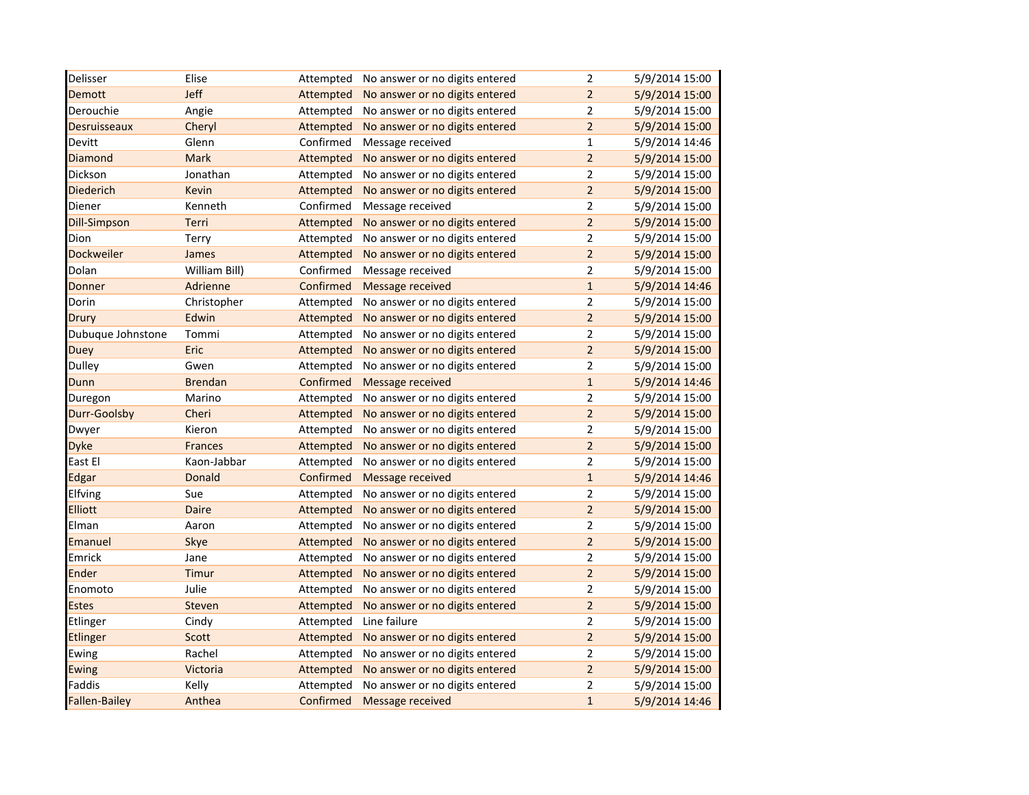| | | | | | |
|---|---|---|---|---|---|
| Delisser | Elise | Attempted | No answer or no digits entered | 2 | 5/9/2014 15:00 |
| Demott | Jeff | Attempted | No answer or no digits entered | 2 | 5/9/2014 15:00 |
| Derouchie | Angie | Attempted | No answer or no digits entered | 2 | 5/9/2014 15:00 |
| Desruisseaux | Cheryl | Attempted | No answer or no digits entered | 2 | 5/9/2014 15:00 |
| Devitt | Glenn | Confirmed | Message received | 1 | 5/9/2014 14:46 |
| Diamond | Mark | Attempted | No answer or no digits entered | 2 | 5/9/2014 15:00 |
| Dickson | Jonathan | Attempted | No answer or no digits entered | 2 | 5/9/2014 15:00 |
| Diederich | Kevin | Attempted | No answer or no digits entered | 2 | 5/9/2014 15:00 |
| Diener | Kenneth | Confirmed | Message received | 2 | 5/9/2014 15:00 |
| Dill-Simpson | Terri | Attempted | No answer or no digits entered | 2 | 5/9/2014 15:00 |
| Dion | Terry | Attempted | No answer or no digits entered | 2 | 5/9/2014 15:00 |
| Dockweiler | James | Attempted | No answer or no digits entered | 2 | 5/9/2014 15:00 |
| Dolan | William Bill) | Confirmed | Message received | 2 | 5/9/2014 15:00 |
| Donner | Adrienne | Confirmed | Message received | 1 | 5/9/2014 14:46 |
| Dorin | Christopher | Attempted | No answer or no digits entered | 2 | 5/9/2014 15:00 |
| Drury | Edwin | Attempted | No answer or no digits entered | 2 | 5/9/2014 15:00 |
| Dubuque Johnstone | Tommi | Attempted | No answer or no digits entered | 2 | 5/9/2014 15:00 |
| Duey | Eric | Attempted | No answer or no digits entered | 2 | 5/9/2014 15:00 |
| Dulley | Gwen | Attempted | No answer or no digits entered | 2 | 5/9/2014 15:00 |
| Dunn | Brendan | Confirmed | Message received | 1 | 5/9/2014 14:46 |
| Duregon | Marino | Attempted | No answer or no digits entered | 2 | 5/9/2014 15:00 |
| Durr-Goolsby | Cheri | Attempted | No answer or no digits entered | 2 | 5/9/2014 15:00 |
| Dwyer | Kieron | Attempted | No answer or no digits entered | 2 | 5/9/2014 15:00 |
| Dyke | Frances | Attempted | No answer or no digits entered | 2 | 5/9/2014 15:00 |
| East El | Kaon-Jabbar | Attempted | No answer or no digits entered | 2 | 5/9/2014 15:00 |
| Edgar | Donald | Confirmed | Message received | 1 | 5/9/2014 14:46 |
| Elfving | Sue | Attempted | No answer or no digits entered | 2 | 5/9/2014 15:00 |
| Elliott | Daire | Attempted | No answer or no digits entered | 2 | 5/9/2014 15:00 |
| Elman | Aaron | Attempted | No answer or no digits entered | 2 | 5/9/2014 15:00 |
| Emanuel | Skye | Attempted | No answer or no digits entered | 2 | 5/9/2014 15:00 |
| Emrick | Jane | Attempted | No answer or no digits entered | 2 | 5/9/2014 15:00 |
| Ender | Timur | Attempted | No answer or no digits entered | 2 | 5/9/2014 15:00 |
| Enomoto | Julie | Attempted | No answer or no digits entered | 2 | 5/9/2014 15:00 |
| Estes | Steven | Attempted | No answer or no digits entered | 2 | 5/9/2014 15:00 |
| Etlinger | Cindy | Attempted | Line failure | 2 | 5/9/2014 15:00 |
| Etlinger | Scott | Attempted | No answer or no digits entered | 2 | 5/9/2014 15:00 |
| Ewing | Rachel | Attempted | No answer or no digits entered | 2 | 5/9/2014 15:00 |
| Ewing | Victoria | Attempted | No answer or no digits entered | 2 | 5/9/2014 15:00 |
| Faddis | Kelly | Attempted | No answer or no digits entered | 2 | 5/9/2014 15:00 |
| Fallen-Bailey | Anthea | Confirmed | Message received | 1 | 5/9/2014 14:46 |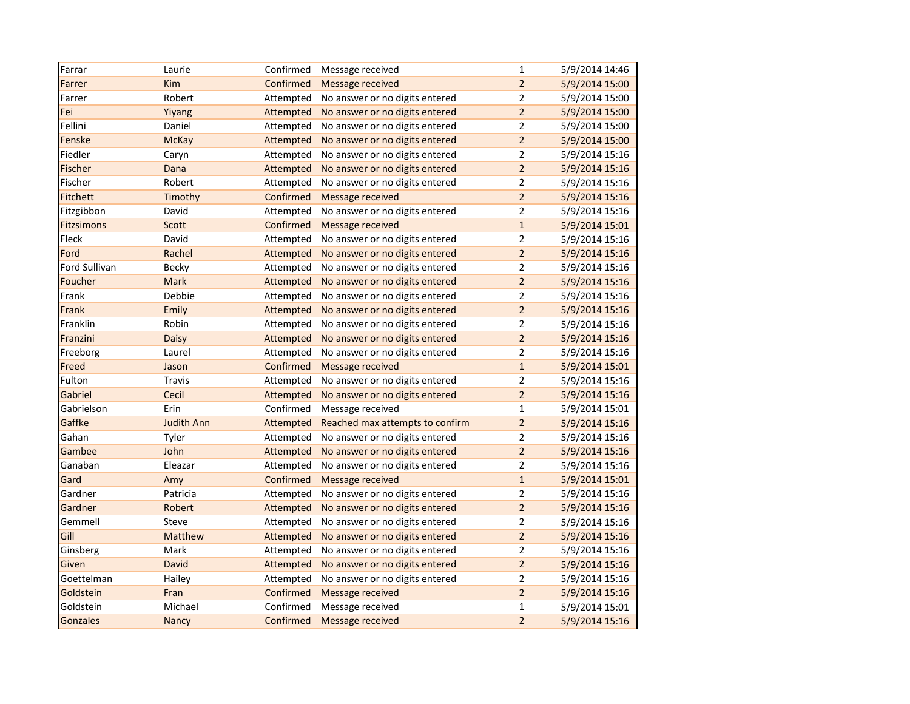| | | | | | |
|---|---|---|---|---|---|
| Farrar | Laurie | Confirmed | Message received | 1 | 5/9/2014 14:46 |
| Farrer | Kim | Confirmed | Message received | 2 | 5/9/2014 15:00 |
| Farrer | Robert | Attempted | No answer or no digits entered | 2 | 5/9/2014 15:00 |
| Fei | Yiyang | Attempted | No answer or no digits entered | 2 | 5/9/2014 15:00 |
| Fellini | Daniel | Attempted | No answer or no digits entered | 2 | 5/9/2014 15:00 |
| Fenske | McKay | Attempted | No answer or no digits entered | 2 | 5/9/2014 15:00 |
| Fiedler | Caryn | Attempted | No answer or no digits entered | 2 | 5/9/2014 15:16 |
| Fischer | Dana | Attempted | No answer or no digits entered | 2 | 5/9/2014 15:16 |
| Fischer | Robert | Attempted | No answer or no digits entered | 2 | 5/9/2014 15:16 |
| Fitchett | Timothy | Confirmed | Message received | 2 | 5/9/2014 15:16 |
| Fitzgibbon | David | Attempted | No answer or no digits entered | 2 | 5/9/2014 15:16 |
| Fitzsimons | Scott | Confirmed | Message received | 1 | 5/9/2014 15:01 |
| Fleck | David | Attempted | No answer or no digits entered | 2 | 5/9/2014 15:16 |
| Ford | Rachel | Attempted | No answer or no digits entered | 2 | 5/9/2014 15:16 |
| Ford Sullivan | Becky | Attempted | No answer or no digits entered | 2 | 5/9/2014 15:16 |
| Foucher | Mark | Attempted | No answer or no digits entered | 2 | 5/9/2014 15:16 |
| Frank | Debbie | Attempted | No answer or no digits entered | 2 | 5/9/2014 15:16 |
| Frank | Emily | Attempted | No answer or no digits entered | 2 | 5/9/2014 15:16 |
| Franklin | Robin | Attempted | No answer or no digits entered | 2 | 5/9/2014 15:16 |
| Franzini | Daisy | Attempted | No answer or no digits entered | 2 | 5/9/2014 15:16 |
| Freeborg | Laurel | Attempted | No answer or no digits entered | 2 | 5/9/2014 15:16 |
| Freed | Jason | Confirmed | Message received | 1 | 5/9/2014 15:01 |
| Fulton | Travis | Attempted | No answer or no digits entered | 2 | 5/9/2014 15:16 |
| Gabriel | Cecil | Attempted | No answer or no digits entered | 2 | 5/9/2014 15:16 |
| Gabrielson | Erin | Confirmed | Message received | 1 | 5/9/2014 15:01 |
| Gaffke | Judith Ann | Attempted | Reached max attempts to confirm | 2 | 5/9/2014 15:16 |
| Gahan | Tyler | Attempted | No answer or no digits entered | 2 | 5/9/2014 15:16 |
| Gambee | John | Attempted | No answer or no digits entered | 2 | 5/9/2014 15:16 |
| Ganaban | Eleazar | Attempted | No answer or no digits entered | 2 | 5/9/2014 15:16 |
| Gard | Amy | Confirmed | Message received | 1 | 5/9/2014 15:01 |
| Gardner | Patricia | Attempted | No answer or no digits entered | 2 | 5/9/2014 15:16 |
| Gardner | Robert | Attempted | No answer or no digits entered | 2 | 5/9/2014 15:16 |
| Gemmell | Steve | Attempted | No answer or no digits entered | 2 | 5/9/2014 15:16 |
| Gill | Matthew | Attempted | No answer or no digits entered | 2 | 5/9/2014 15:16 |
| Ginsberg | Mark | Attempted | No answer or no digits entered | 2 | 5/9/2014 15:16 |
| Given | David | Attempted | No answer or no digits entered | 2 | 5/9/2014 15:16 |
| Goettelman | Hailey | Attempted | No answer or no digits entered | 2 | 5/9/2014 15:16 |
| Goldstein | Fran | Confirmed | Message received | 2 | 5/9/2014 15:16 |
| Goldstein | Michael | Confirmed | Message received | 1 | 5/9/2014 15:01 |
| Gonzales | Nancy | Confirmed | Message received | 2 | 5/9/2014 15:16 |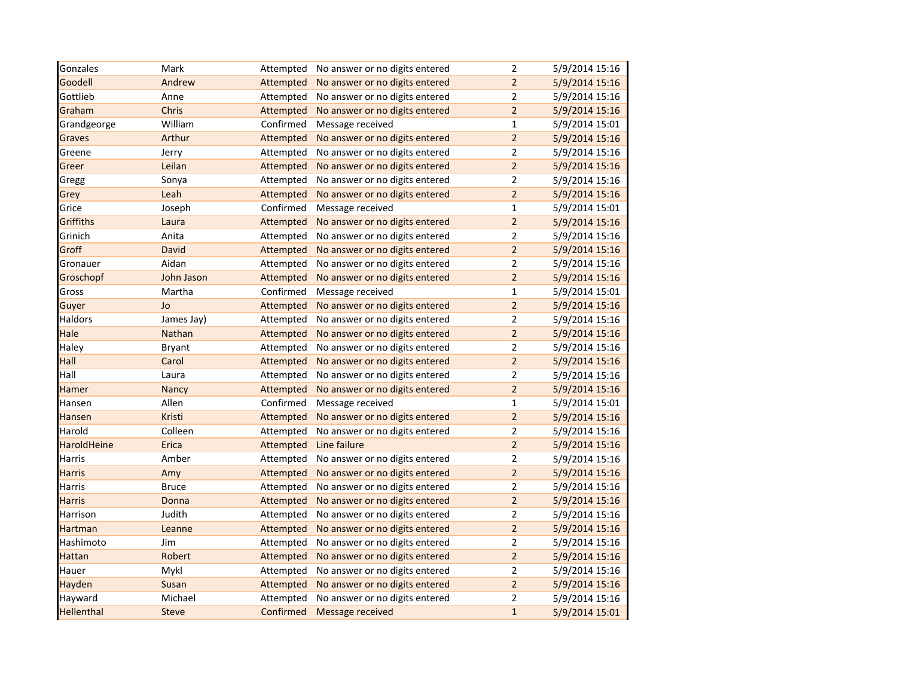| | | | | | |
|---|---|---|---|---|---|
| Gonzales | Mark | Attempted | No answer or no digits entered | 2 | 5/9/2014 15:16 |
| Goodell | Andrew | Attempted | No answer or no digits entered | 2 | 5/9/2014 15:16 |
| Gottlieb | Anne | Attempted | No answer or no digits entered | 2 | 5/9/2014 15:16 |
| Graham | Chris | Attempted | No answer or no digits entered | 2 | 5/9/2014 15:16 |
| Grandgeorge | William | Confirmed | Message received | 1 | 5/9/2014 15:01 |
| Graves | Arthur | Attempted | No answer or no digits entered | 2 | 5/9/2014 15:16 |
| Greene | Jerry | Attempted | No answer or no digits entered | 2 | 5/9/2014 15:16 |
| Greer | Leilan | Attempted | No answer or no digits entered | 2 | 5/9/2014 15:16 |
| Gregg | Sonya | Attempted | No answer or no digits entered | 2 | 5/9/2014 15:16 |
| Grey | Leah | Attempted | No answer or no digits entered | 2 | 5/9/2014 15:16 |
| Grice | Joseph | Confirmed | Message received | 1 | 5/9/2014 15:01 |
| Griffiths | Laura | Attempted | No answer or no digits entered | 2 | 5/9/2014 15:16 |
| Grinich | Anita | Attempted | No answer or no digits entered | 2 | 5/9/2014 15:16 |
| Groff | David | Attempted | No answer or no digits entered | 2 | 5/9/2014 15:16 |
| Gronauer | Aidan | Attempted | No answer or no digits entered | 2 | 5/9/2014 15:16 |
| Groschopf | John Jason | Attempted | No answer or no digits entered | 2 | 5/9/2014 15:16 |
| Gross | Martha | Confirmed | Message received | 1 | 5/9/2014 15:01 |
| Guyer | Jo | Attempted | No answer or no digits entered | 2 | 5/9/2014 15:16 |
| Haldors | James Jay) | Attempted | No answer or no digits entered | 2 | 5/9/2014 15:16 |
| Hale | Nathan | Attempted | No answer or no digits entered | 2 | 5/9/2014 15:16 |
| Haley | Bryant | Attempted | No answer or no digits entered | 2 | 5/9/2014 15:16 |
| Hall | Carol | Attempted | No answer or no digits entered | 2 | 5/9/2014 15:16 |
| Hall | Laura | Attempted | No answer or no digits entered | 2 | 5/9/2014 15:16 |
| Hamer | Nancy | Attempted | No answer or no digits entered | 2 | 5/9/2014 15:16 |
| Hansen | Allen | Confirmed | Message received | 1 | 5/9/2014 15:01 |
| Hansen | Kristi | Attempted | No answer or no digits entered | 2 | 5/9/2014 15:16 |
| Harold | Colleen | Attempted | No answer or no digits entered | 2 | 5/9/2014 15:16 |
| HaroldHeine | Erica | Attempted | Line failure | 2 | 5/9/2014 15:16 |
| Harris | Amber | Attempted | No answer or no digits entered | 2 | 5/9/2014 15:16 |
| Harris | Amy | Attempted | No answer or no digits entered | 2 | 5/9/2014 15:16 |
| Harris | Bruce | Attempted | No answer or no digits entered | 2 | 5/9/2014 15:16 |
| Harris | Donna | Attempted | No answer or no digits entered | 2 | 5/9/2014 15:16 |
| Harrison | Judith | Attempted | No answer or no digits entered | 2 | 5/9/2014 15:16 |
| Hartman | Leanne | Attempted | No answer or no digits entered | 2 | 5/9/2014 15:16 |
| Hashimoto | Jim | Attempted | No answer or no digits entered | 2 | 5/9/2014 15:16 |
| Hattan | Robert | Attempted | No answer or no digits entered | 2 | 5/9/2014 15:16 |
| Hauer | Mykl | Attempted | No answer or no digits entered | 2 | 5/9/2014 15:16 |
| Hayden | Susan | Attempted | No answer or no digits entered | 2 | 5/9/2014 15:16 |
| Hayward | Michael | Attempted | No answer or no digits entered | 2 | 5/9/2014 15:16 |
| Hellenthal | Steve | Confirmed | Message received | 1 | 5/9/2014 15:01 |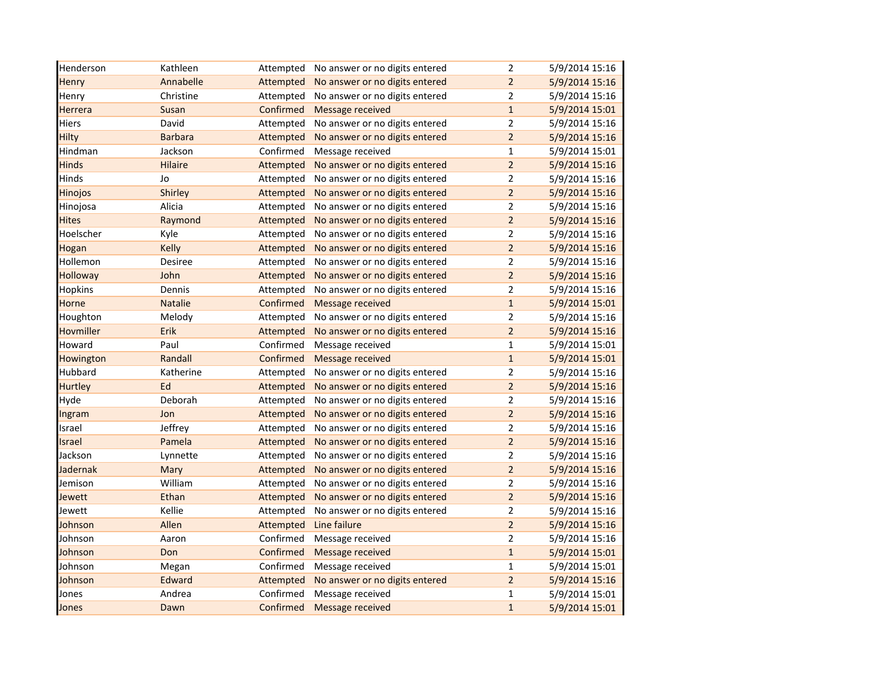| Henderson | Kathleen | Attempted | No answer or no digits entered | 2 | 5/9/2014 15:16 |
|---|---|---|---|---|---|
| Henry | Annabelle | Attempted | No answer or no digits entered | 2 | 5/9/2014 15:16 |
| Henry | Christine | Attempted | No answer or no digits entered | 2 | 5/9/2014 15:16 |
| Herrera | Susan | Confirmed | Message received | 1 | 5/9/2014 15:01 |
| Hiers | David | Attempted | No answer or no digits entered | 2 | 5/9/2014 15:16 |
| Hilty | Barbara | Attempted | No answer or no digits entered | 2 | 5/9/2014 15:16 |
| Hindman | Jackson | Confirmed | Message received | 1 | 5/9/2014 15:01 |
| Hinds | Hilaire | Attempted | No answer or no digits entered | 2 | 5/9/2014 15:16 |
| Hinds | Jo | Attempted | No answer or no digits entered | 2 | 5/9/2014 15:16 |
| Hinojos | Shirley | Attempted | No answer or no digits entered | 2 | 5/9/2014 15:16 |
| Hinojosa | Alicia | Attempted | No answer or no digits entered | 2 | 5/9/2014 15:16 |
| Hites | Raymond | Attempted | No answer or no digits entered | 2 | 5/9/2014 15:16 |
| Hoelscher | Kyle | Attempted | No answer or no digits entered | 2 | 5/9/2014 15:16 |
| Hogan | Kelly | Attempted | No answer or no digits entered | 2 | 5/9/2014 15:16 |
| Hollemon | Desiree | Attempted | No answer or no digits entered | 2 | 5/9/2014 15:16 |
| Holloway | John | Attempted | No answer or no digits entered | 2 | 5/9/2014 15:16 |
| Hopkins | Dennis | Attempted | No answer or no digits entered | 2 | 5/9/2014 15:16 |
| Horne | Natalie | Confirmed | Message received | 1 | 5/9/2014 15:01 |
| Houghton | Melody | Attempted | No answer or no digits entered | 2 | 5/9/2014 15:16 |
| Hovmiller | Erik | Attempted | No answer or no digits entered | 2 | 5/9/2014 15:16 |
| Howard | Paul | Confirmed | Message received | 1 | 5/9/2014 15:01 |
| Howington | Randall | Confirmed | Message received | 1 | 5/9/2014 15:01 |
| Hubbard | Katherine | Attempted | No answer or no digits entered | 2 | 5/9/2014 15:16 |
| Hurtley | Ed | Attempted | No answer or no digits entered | 2 | 5/9/2014 15:16 |
| Hyde | Deborah | Attempted | No answer or no digits entered | 2 | 5/9/2014 15:16 |
| Ingram | Jon | Attempted | No answer or no digits entered | 2 | 5/9/2014 15:16 |
| Israel | Jeffrey | Attempted | No answer or no digits entered | 2 | 5/9/2014 15:16 |
| Israel | Pamela | Attempted | No answer or no digits entered | 2 | 5/9/2014 15:16 |
| Jackson | Lynnette | Attempted | No answer or no digits entered | 2 | 5/9/2014 15:16 |
| Jadernak | Mary | Attempted | No answer or no digits entered | 2 | 5/9/2014 15:16 |
| Jemison | William | Attempted | No answer or no digits entered | 2 | 5/9/2014 15:16 |
| Jewett | Ethan | Attempted | No answer or no digits entered | 2 | 5/9/2014 15:16 |
| Jewett | Kellie | Attempted | No answer or no digits entered | 2 | 5/9/2014 15:16 |
| Johnson | Allen | Attempted | Line failure | 2 | 5/9/2014 15:16 |
| Johnson | Aaron | Confirmed | Message received | 2 | 5/9/2014 15:16 |
| Johnson | Don | Confirmed | Message received | 1 | 5/9/2014 15:01 |
| Johnson | Megan | Confirmed | Message received | 1 | 5/9/2014 15:01 |
| Johnson | Edward | Attempted | No answer or no digits entered | 2 | 5/9/2014 15:16 |
| Jones | Andrea | Confirmed | Message received | 1 | 5/9/2014 15:01 |
| Jones | Dawn | Confirmed | Message received | 1 | 5/9/2014 15:01 |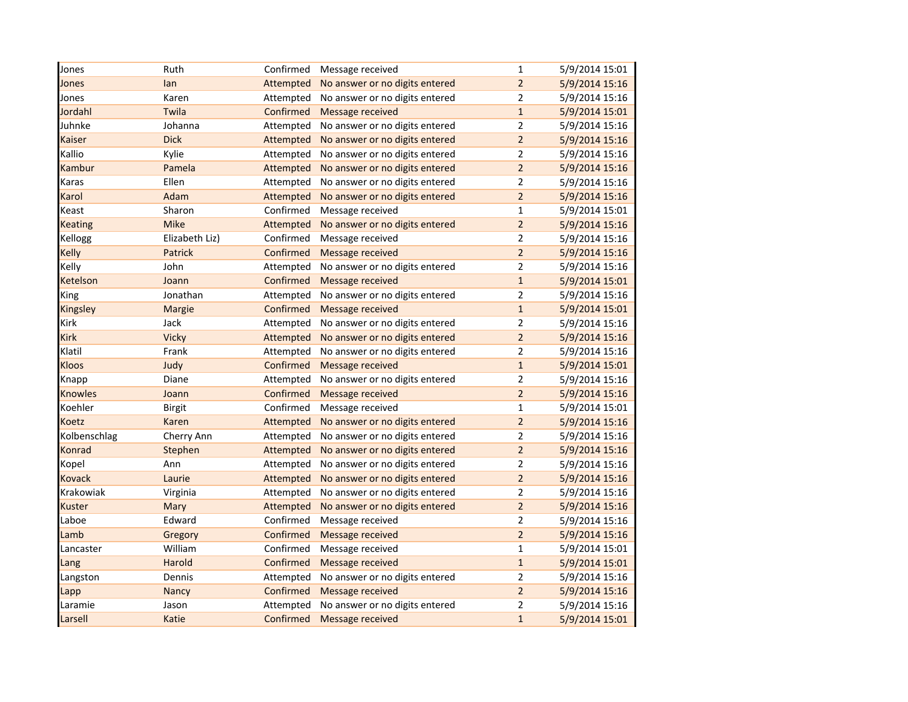| Jones | Ruth | Confirmed | Message received | 1 | 5/9/2014 15:01 |
|---|---|---|---|---|---|
| Jones | Ian | Attempted | No answer or no digits entered | 2 | 5/9/2014 15:16 |
| Jones | Karen | Attempted | No answer or no digits entered | 2 | 5/9/2014 15:16 |
| Jordahl | Twila | Confirmed | Message received | 1 | 5/9/2014 15:01 |
| Juhnke | Johanna | Attempted | No answer or no digits entered | 2 | 5/9/2014 15:16 |
| Kaiser | Dick | Attempted | No answer or no digits entered | 2 | 5/9/2014 15:16 |
| Kallio | Kylie | Attempted | No answer or no digits entered | 2 | 5/9/2014 15:16 |
| Kambur | Pamela | Attempted | No answer or no digits entered | 2 | 5/9/2014 15:16 |
| Karas | Ellen | Attempted | No answer or no digits entered | 2 | 5/9/2014 15:16 |
| Karol | Adam | Attempted | No answer or no digits entered | 2 | 5/9/2014 15:16 |
| Keast | Sharon | Confirmed | Message received | 1 | 5/9/2014 15:01 |
| Keating | Mike | Attempted | No answer or no digits entered | 2 | 5/9/2014 15:16 |
| Kellogg | Elizabeth Liz) | Confirmed | Message received | 2 | 5/9/2014 15:16 |
| Kelly | Patrick | Confirmed | Message received | 2 | 5/9/2014 15:16 |
| Kelly | John | Attempted | No answer or no digits entered | 2 | 5/9/2014 15:16 |
| Ketelson | Joann | Confirmed | Message received | 1 | 5/9/2014 15:01 |
| King | Jonathan | Attempted | No answer or no digits entered | 2 | 5/9/2014 15:16 |
| Kingsley | Margie | Confirmed | Message received | 1 | 5/9/2014 15:01 |
| Kirk | Jack | Attempted | No answer or no digits entered | 2 | 5/9/2014 15:16 |
| Kirk | Vicky | Attempted | No answer or no digits entered | 2 | 5/9/2014 15:16 |
| Klatil | Frank | Attempted | No answer or no digits entered | 2 | 5/9/2014 15:16 |
| Kloos | Judy | Confirmed | Message received | 1 | 5/9/2014 15:01 |
| Knapp | Diane | Attempted | No answer or no digits entered | 2 | 5/9/2014 15:16 |
| Knowles | Joann | Confirmed | Message received | 2 | 5/9/2014 15:16 |
| Koehler | Birgit | Confirmed | Message received | 1 | 5/9/2014 15:01 |
| Koetz | Karen | Attempted | No answer or no digits entered | 2 | 5/9/2014 15:16 |
| Kolbenschlag | Cherry Ann | Attempted | No answer or no digits entered | 2 | 5/9/2014 15:16 |
| Konrad | Stephen | Attempted | No answer or no digits entered | 2 | 5/9/2014 15:16 |
| Kopel | Ann | Attempted | No answer or no digits entered | 2 | 5/9/2014 15:16 |
| Kovack | Laurie | Attempted | No answer or no digits entered | 2 | 5/9/2014 15:16 |
| Krakowiak | Virginia | Attempted | No answer or no digits entered | 2 | 5/9/2014 15:16 |
| Kuster | Mary | Attempted | No answer or no digits entered | 2 | 5/9/2014 15:16 |
| Laboe | Edward | Confirmed | Message received | 2 | 5/9/2014 15:16 |
| Lamb | Gregory | Confirmed | Message received | 2 | 5/9/2014 15:16 |
| Lancaster | William | Confirmed | Message received | 1 | 5/9/2014 15:01 |
| Lang | Harold | Confirmed | Message received | 1 | 5/9/2014 15:01 |
| Langston | Dennis | Attempted | No answer or no digits entered | 2 | 5/9/2014 15:16 |
| Lapp | Nancy | Confirmed | Message received | 2 | 5/9/2014 15:16 |
| Laramie | Jason | Attempted | No answer or no digits entered | 2 | 5/9/2014 15:16 |
| Larsell | Katie | Confirmed | Message received | 1 | 5/9/2014 15:01 |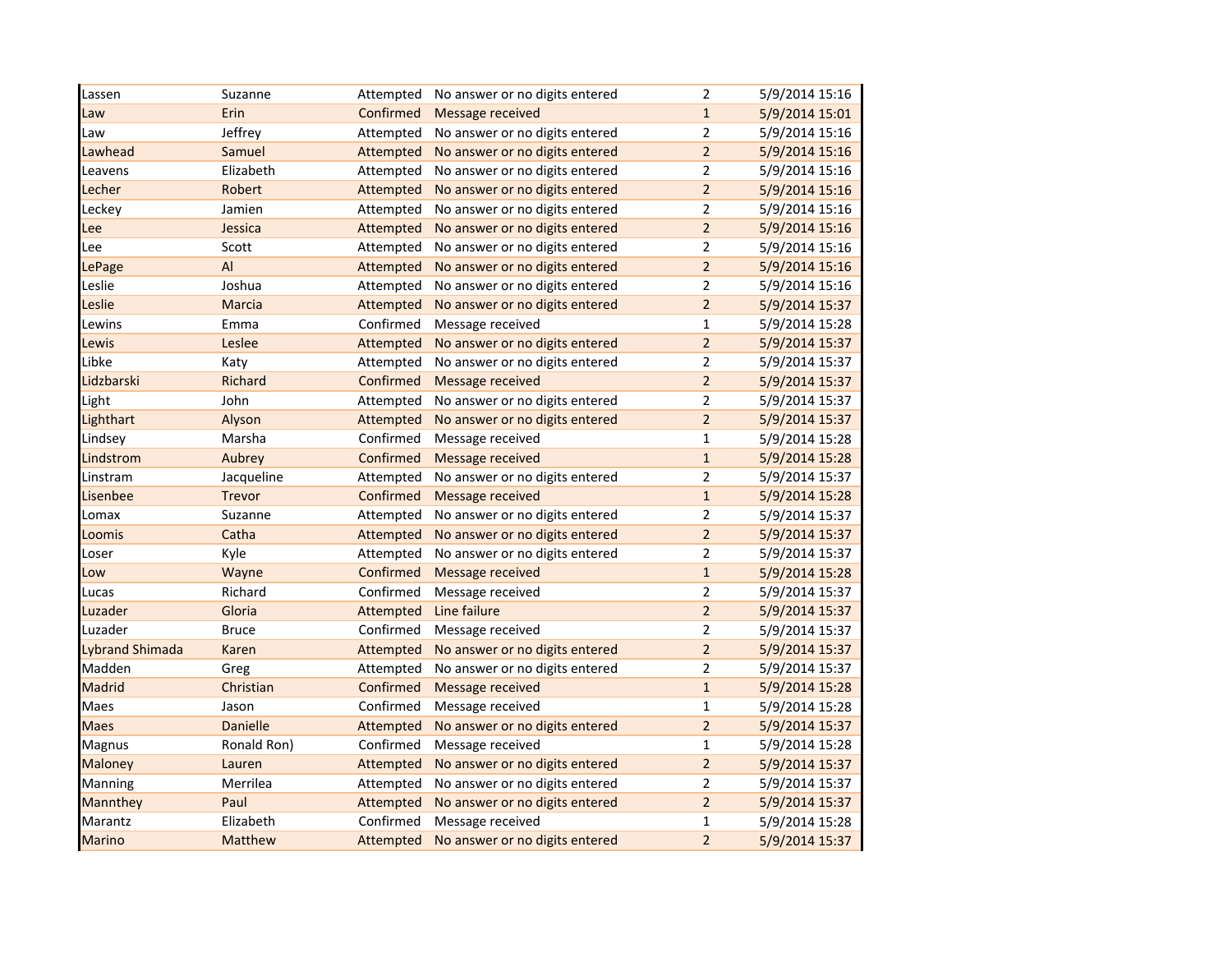| | | | | | |
|---|---|---|---|---|---|
| Lassen | Suzanne | Attempted | No answer or no digits entered | 2 | 5/9/2014 15:16 |
| Law | Erin | Confirmed | Message received | 1 | 5/9/2014 15:01 |
| Law | Jeffrey | Attempted | No answer or no digits entered | 2 | 5/9/2014 15:16 |
| Lawhead | Samuel | Attempted | No answer or no digits entered | 2 | 5/9/2014 15:16 |
| Leavens | Elizabeth | Attempted | No answer or no digits entered | 2 | 5/9/2014 15:16 |
| Lecher | Robert | Attempted | No answer or no digits entered | 2 | 5/9/2014 15:16 |
| Leckey | Jamien | Attempted | No answer or no digits entered | 2 | 5/9/2014 15:16 |
| Lee | Jessica | Attempted | No answer or no digits entered | 2 | 5/9/2014 15:16 |
| Lee | Scott | Attempted | No answer or no digits entered | 2 | 5/9/2014 15:16 |
| LePage | Al | Attempted | No answer or no digits entered | 2 | 5/9/2014 15:16 |
| Leslie | Joshua | Attempted | No answer or no digits entered | 2 | 5/9/2014 15:16 |
| Leslie | Marcia | Attempted | No answer or no digits entered | 2 | 5/9/2014 15:37 |
| Lewins | Emma | Confirmed | Message received | 1 | 5/9/2014 15:28 |
| Lewis | Leslee | Attempted | No answer or no digits entered | 2 | 5/9/2014 15:37 |
| Libke | Katy | Attempted | No answer or no digits entered | 2 | 5/9/2014 15:37 |
| Lidzbarski | Richard | Confirmed | Message received | 2 | 5/9/2014 15:37 |
| Light | John | Attempted | No answer or no digits entered | 2 | 5/9/2014 15:37 |
| Lighthart | Alyson | Attempted | No answer or no digits entered | 2 | 5/9/2014 15:37 |
| Lindsey | Marsha | Confirmed | Message received | 1 | 5/9/2014 15:28 |
| Lindstrom | Aubrey | Confirmed | Message received | 1 | 5/9/2014 15:28 |
| Linstram | Jacqueline | Attempted | No answer or no digits entered | 2 | 5/9/2014 15:37 |
| Lisenbee | Trevor | Confirmed | Message received | 1 | 5/9/2014 15:28 |
| Lomax | Suzanne | Attempted | No answer or no digits entered | 2 | 5/9/2014 15:37 |
| Loomis | Catha | Attempted | No answer or no digits entered | 2 | 5/9/2014 15:37 |
| Loser | Kyle | Attempted | No answer or no digits entered | 2 | 5/9/2014 15:37 |
| Low | Wayne | Confirmed | Message received | 1 | 5/9/2014 15:28 |
| Lucas | Richard | Confirmed | Message received | 2 | 5/9/2014 15:37 |
| Luzader | Gloria | Attempted | Line failure | 2 | 5/9/2014 15:37 |
| Luzader | Bruce | Confirmed | Message received | 2 | 5/9/2014 15:37 |
| Lybrand Shimada | Karen | Attempted | No answer or no digits entered | 2 | 5/9/2014 15:37 |
| Madden | Greg | Attempted | No answer or no digits entered | 2 | 5/9/2014 15:37 |
| Madrid | Christian | Confirmed | Message received | 1 | 5/9/2014 15:28 |
| Maes | Jason | Confirmed | Message received | 1 | 5/9/2014 15:28 |
| Maes | Danielle | Attempted | No answer or no digits entered | 2 | 5/9/2014 15:37 |
| Magnus | Ronald Ron) | Confirmed | Message received | 1 | 5/9/2014 15:28 |
| Maloney | Lauren | Attempted | No answer or no digits entered | 2 | 5/9/2014 15:37 |
| Manning | Merrilea | Attempted | No answer or no digits entered | 2 | 5/9/2014 15:37 |
| Mannthey | Paul | Attempted | No answer or no digits entered | 2 | 5/9/2014 15:37 |
| Marantz | Elizabeth | Confirmed | Message received | 1 | 5/9/2014 15:28 |
| Marino | Matthew | Attempted | No answer or no digits entered | 2 | 5/9/2014 15:37 |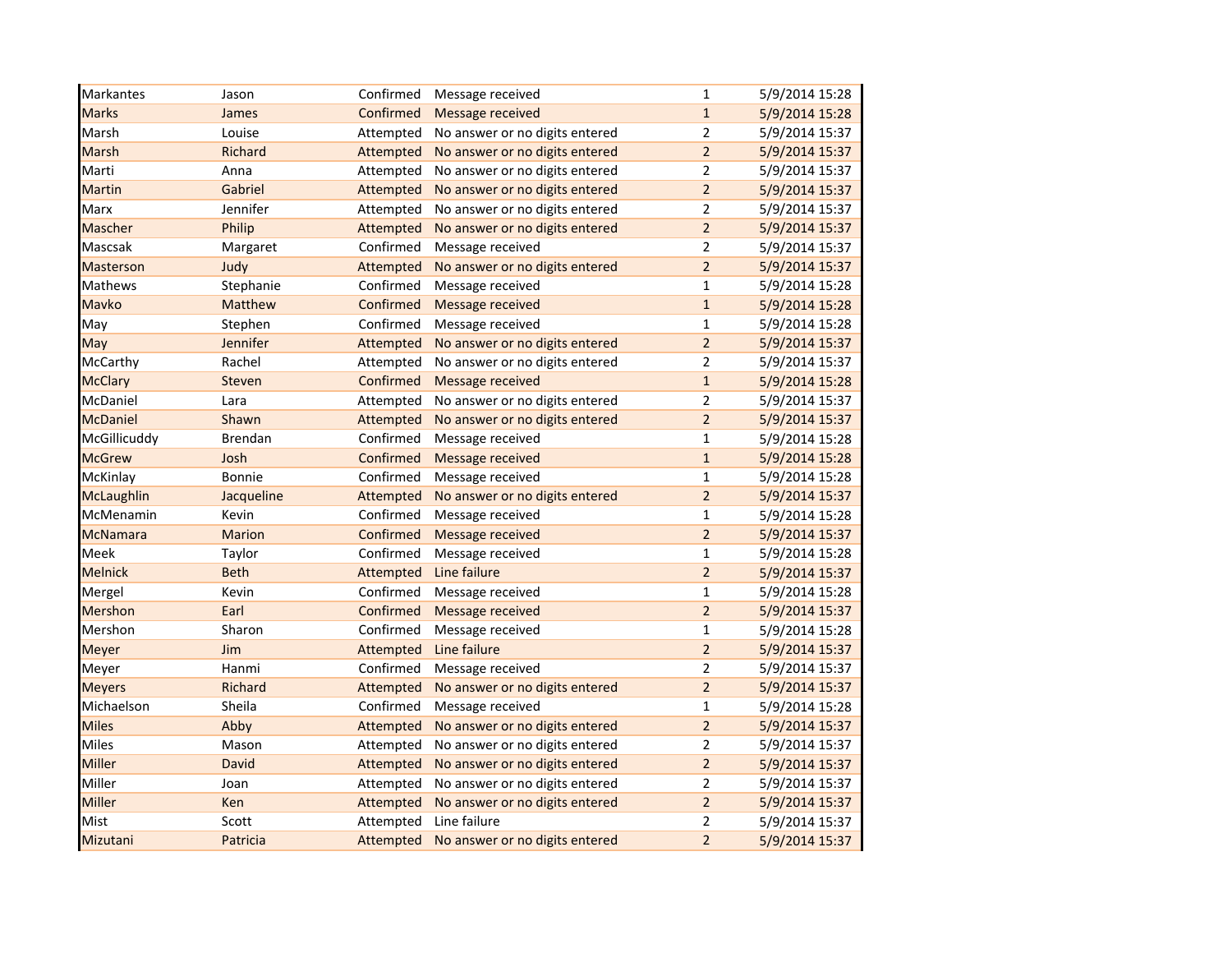| Markantes | Jason | Confirmed | Message received | 1 | 5/9/2014 15:28 |
|---|---|---|---|---|---|
| Marks | James | Confirmed | Message received | 1 | 5/9/2014 15:28 |
| Marsh | Louise | Attempted | No answer or no digits entered | 2 | 5/9/2014 15:37 |
| Marsh | Richard | Attempted | No answer or no digits entered | 2 | 5/9/2014 15:37 |
| Marti | Anna | Attempted | No answer or no digits entered | 2 | 5/9/2014 15:37 |
| Martin | Gabriel | Attempted | No answer or no digits entered | 2 | 5/9/2014 15:37 |
| Marx | Jennifer | Attempted | No answer or no digits entered | 2 | 5/9/2014 15:37 |
| Mascher | Philip | Attempted | No answer or no digits entered | 2 | 5/9/2014 15:37 |
| Mascsak | Margaret | Confirmed | Message received | 2 | 5/9/2014 15:37 |
| Masterson | Judy | Attempted | No answer or no digits entered | 2 | 5/9/2014 15:37 |
| Mathews | Stephanie | Confirmed | Message received | 1 | 5/9/2014 15:28 |
| Mavko | Matthew | Confirmed | Message received | 1 | 5/9/2014 15:28 |
| May | Stephen | Confirmed | Message received | 1 | 5/9/2014 15:28 |
| May | Jennifer | Attempted | No answer or no digits entered | 2 | 5/9/2014 15:37 |
| McCarthy | Rachel | Attempted | No answer or no digits entered | 2 | 5/9/2014 15:37 |
| McClary | Steven | Confirmed | Message received | 1 | 5/9/2014 15:28 |
| McDaniel | Lara | Attempted | No answer or no digits entered | 2 | 5/9/2014 15:37 |
| McDaniel | Shawn | Attempted | No answer or no digits entered | 2 | 5/9/2014 15:37 |
| McGillicuddy | Brendan | Confirmed | Message received | 1 | 5/9/2014 15:28 |
| McGrew | Josh | Confirmed | Message received | 1 | 5/9/2014 15:28 |
| McKinlay | Bonnie | Confirmed | Message received | 1 | 5/9/2014 15:28 |
| McLaughlin | Jacqueline | Attempted | No answer or no digits entered | 2 | 5/9/2014 15:37 |
| McMenamin | Kevin | Confirmed | Message received | 1 | 5/9/2014 15:28 |
| McNamara | Marion | Confirmed | Message received | 2 | 5/9/2014 15:37 |
| Meek | Taylor | Confirmed | Message received | 1 | 5/9/2014 15:28 |
| Melnick | Beth | Attempted | Line failure | 2 | 5/9/2014 15:37 |
| Mergel | Kevin | Confirmed | Message received | 1 | 5/9/2014 15:28 |
| Mershon | Earl | Confirmed | Message received | 2 | 5/9/2014 15:37 |
| Mershon | Sharon | Confirmed | Message received | 1 | 5/9/2014 15:28 |
| Meyer | Jim | Attempted | Line failure | 2 | 5/9/2014 15:37 |
| Meyer | Hanmi | Confirmed | Message received | 2 | 5/9/2014 15:37 |
| Meyers | Richard | Attempted | No answer or no digits entered | 2 | 5/9/2014 15:37 |
| Michaelson | Sheila | Confirmed | Message received | 1 | 5/9/2014 15:28 |
| Miles | Abby | Attempted | No answer or no digits entered | 2 | 5/9/2014 15:37 |
| Miles | Mason | Attempted | No answer or no digits entered | 2 | 5/9/2014 15:37 |
| Miller | David | Attempted | No answer or no digits entered | 2 | 5/9/2014 15:37 |
| Miller | Joan | Attempted | No answer or no digits entered | 2 | 5/9/2014 15:37 |
| Miller | Ken | Attempted | No answer or no digits entered | 2 | 5/9/2014 15:37 |
| Mist | Scott | Attempted | Line failure | 2 | 5/9/2014 15:37 |
| Mizutani | Patricia | Attempted | No answer or no digits entered | 2 | 5/9/2014 15:37 |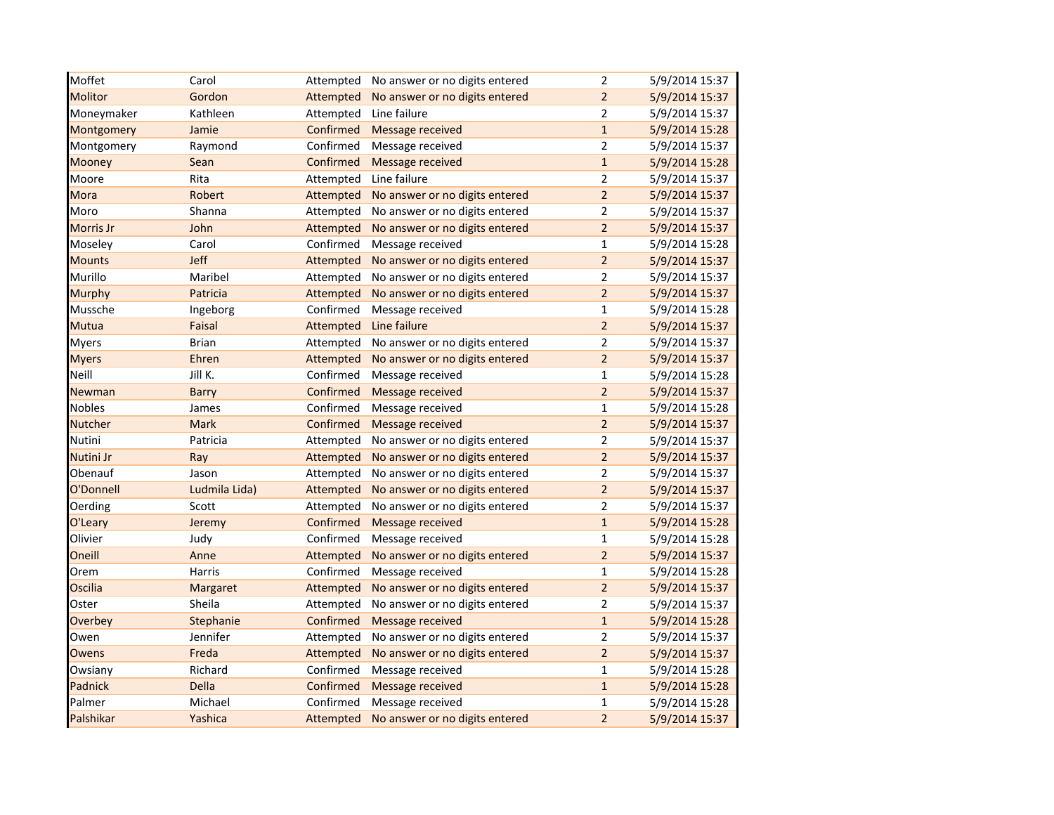| | | | | | |
|---|---|---|---|---|---|
| Moffet | Carol | Attempted | No answer or no digits entered | 2 | 5/9/2014 15:37 |
| Molitor | Gordon | Attempted | No answer or no digits entered | 2 | 5/9/2014 15:37 |
| Moneymaker | Kathleen | Attempted | Line failure | 2 | 5/9/2014 15:37 |
| Montgomery | Jamie | Confirmed | Message received | 1 | 5/9/2014 15:28 |
| Montgomery | Raymond | Confirmed | Message received | 2 | 5/9/2014 15:37 |
| Mooney | Sean | Confirmed | Message received | 1 | 5/9/2014 15:28 |
| Moore | Rita | Attempted | Line failure | 2 | 5/9/2014 15:37 |
| Mora | Robert | Attempted | No answer or no digits entered | 2 | 5/9/2014 15:37 |
| Moro | Shanna | Attempted | No answer or no digits entered | 2 | 5/9/2014 15:37 |
| Morris Jr | John | Attempted | No answer or no digits entered | 2 | 5/9/2014 15:37 |
| Moseley | Carol | Confirmed | Message received | 1 | 5/9/2014 15:28 |
| Mounts | Jeff | Attempted | No answer or no digits entered | 2 | 5/9/2014 15:37 |
| Murillo | Maribel | Attempted | No answer or no digits entered | 2 | 5/9/2014 15:37 |
| Murphy | Patricia | Attempted | No answer or no digits entered | 2 | 5/9/2014 15:37 |
| Mussche | Ingeborg | Confirmed | Message received | 1 | 5/9/2014 15:28 |
| Mutua | Faisal | Attempted | Line failure | 2 | 5/9/2014 15:37 |
| Myers | Brian | Attempted | No answer or no digits entered | 2 | 5/9/2014 15:37 |
| Myers | Ehren | Attempted | No answer or no digits entered | 2 | 5/9/2014 15:37 |
| Neill | Jill K. | Confirmed | Message received | 1 | 5/9/2014 15:28 |
| Newman | Barry | Confirmed | Message received | 2 | 5/9/2014 15:37 |
| Nobles | James | Confirmed | Message received | 1 | 5/9/2014 15:28 |
| Nutcher | Mark | Confirmed | Message received | 2 | 5/9/2014 15:37 |
| Nutini | Patricia | Attempted | No answer or no digits entered | 2 | 5/9/2014 15:37 |
| Nutini Jr | Ray | Attempted | No answer or no digits entered | 2 | 5/9/2014 15:37 |
| Obenauf | Jason | Attempted | No answer or no digits entered | 2 | 5/9/2014 15:37 |
| O'Donnell | Ludmila Lida) | Attempted | No answer or no digits entered | 2 | 5/9/2014 15:37 |
| Oerding | Scott | Attempted | No answer or no digits entered | 2 | 5/9/2014 15:37 |
| O'Leary | Jeremy | Confirmed | Message received | 1 | 5/9/2014 15:28 |
| Olivier | Judy | Confirmed | Message received | 1 | 5/9/2014 15:28 |
| Oneill | Anne | Attempted | No answer or no digits entered | 2 | 5/9/2014 15:37 |
| Orem | Harris | Confirmed | Message received | 1 | 5/9/2014 15:28 |
| Oscilia | Margaret | Attempted | No answer or no digits entered | 2 | 5/9/2014 15:37 |
| Oster | Sheila | Attempted | No answer or no digits entered | 2 | 5/9/2014 15:37 |
| Overbey | Stephanie | Confirmed | Message received | 1 | 5/9/2014 15:28 |
| Owen | Jennifer | Attempted | No answer or no digits entered | 2 | 5/9/2014 15:37 |
| Owens | Freda | Attempted | No answer or no digits entered | 2 | 5/9/2014 15:37 |
| Owsiany | Richard | Confirmed | Message received | 1 | 5/9/2014 15:28 |
| Padnick | Della | Confirmed | Message received | 1 | 5/9/2014 15:28 |
| Palmer | Michael | Confirmed | Message received | 1 | 5/9/2014 15:28 |
| Palshikar | Yashica | Attempted | No answer or no digits entered | 2 | 5/9/2014 15:37 |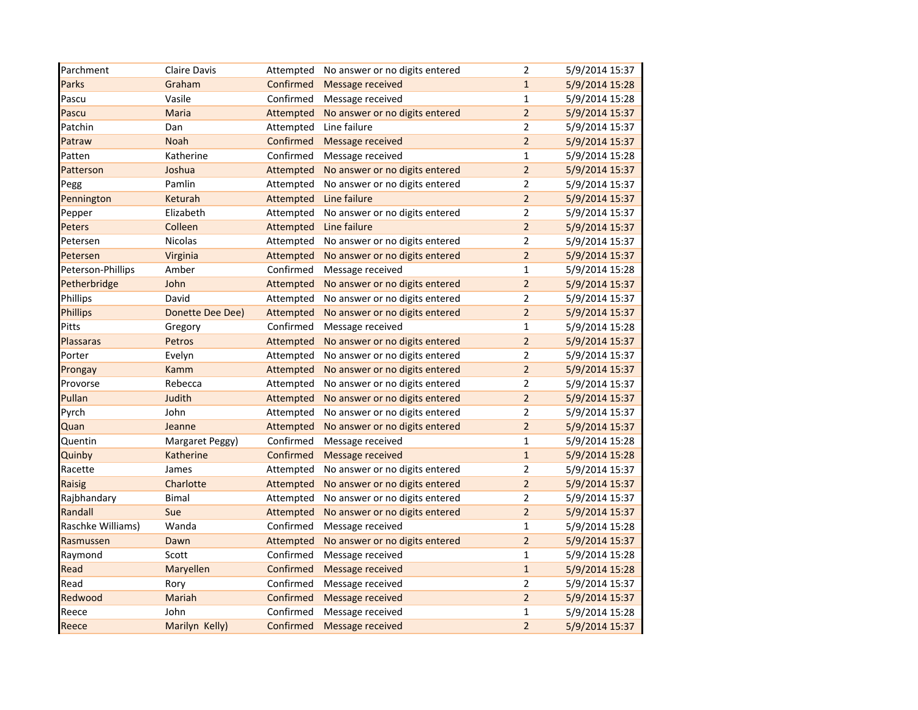| | | | | | |
|---|---|---|---|---|---|
| Parchment | Claire Davis | Attempted | No answer or no digits entered | 2 | 5/9/2014 15:37 |
| Parks | Graham | Confirmed | Message received | 1 | 5/9/2014 15:28 |
| Pascu | Vasile | Confirmed | Message received | 1 | 5/9/2014 15:28 |
| Pascu | Maria | Attempted | No answer or no digits entered | 2 | 5/9/2014 15:37 |
| Patchin | Dan | Attempted | Line failure | 2 | 5/9/2014 15:37 |
| Patraw | Noah | Confirmed | Message received | 2 | 5/9/2014 15:37 |
| Patten | Katherine | Confirmed | Message received | 1 | 5/9/2014 15:28 |
| Patterson | Joshua | Attempted | No answer or no digits entered | 2 | 5/9/2014 15:37 |
| Pegg | Pamlin | Attempted | No answer or no digits entered | 2 | 5/9/2014 15:37 |
| Pennington | Keturah | Attempted | Line failure | 2 | 5/9/2014 15:37 |
| Pepper | Elizabeth | Attempted | No answer or no digits entered | 2 | 5/9/2014 15:37 |
| Peters | Colleen | Attempted | Line failure | 2 | 5/9/2014 15:37 |
| Petersen | Nicolas | Attempted | No answer or no digits entered | 2 | 5/9/2014 15:37 |
| Petersen | Virginia | Attempted | No answer or no digits entered | 2 | 5/9/2014 15:37 |
| Peterson-Phillips | Amber | Confirmed | Message received | 1 | 5/9/2014 15:28 |
| Petherbridge | John | Attempted | No answer or no digits entered | 2 | 5/9/2014 15:37 |
| Phillips | David | Attempted | No answer or no digits entered | 2 | 5/9/2014 15:37 |
| Phillips | Donette Dee Dee) | Attempted | No answer or no digits entered | 2 | 5/9/2014 15:37 |
| Pitts | Gregory | Confirmed | Message received | 1 | 5/9/2014 15:28 |
| Plassaras | Petros | Attempted | No answer or no digits entered | 2 | 5/9/2014 15:37 |
| Porter | Evelyn | Attempted | No answer or no digits entered | 2 | 5/9/2014 15:37 |
| Prongay | Kamm | Attempted | No answer or no digits entered | 2 | 5/9/2014 15:37 |
| Provorse | Rebecca | Attempted | No answer or no digits entered | 2 | 5/9/2014 15:37 |
| Pullan | Judith | Attempted | No answer or no digits entered | 2 | 5/9/2014 15:37 |
| Pyrch | John | Attempted | No answer or no digits entered | 2 | 5/9/2014 15:37 |
| Quan | Jeanne | Attempted | No answer or no digits entered | 2 | 5/9/2014 15:37 |
| Quentin | Margaret Peggy) | Confirmed | Message received | 1 | 5/9/2014 15:28 |
| Quinby | Katherine | Confirmed | Message received | 1 | 5/9/2014 15:28 |
| Racette | James | Attempted | No answer or no digits entered | 2 | 5/9/2014 15:37 |
| Raisig | Charlotte | Attempted | No answer or no digits entered | 2 | 5/9/2014 15:37 |
| Rajbhandary | Bimal | Attempted | No answer or no digits entered | 2 | 5/9/2014 15:37 |
| Randall | Sue | Attempted | No answer or no digits entered | 2 | 5/9/2014 15:37 |
| Raschke Williams) | Wanda | Confirmed | Message received | 1 | 5/9/2014 15:28 |
| Rasmussen | Dawn | Attempted | No answer or no digits entered | 2 | 5/9/2014 15:37 |
| Raymond | Scott | Confirmed | Message received | 1 | 5/9/2014 15:28 |
| Read | Maryellen | Confirmed | Message received | 1 | 5/9/2014 15:28 |
| Read | Rory | Confirmed | Message received | 2 | 5/9/2014 15:37 |
| Redwood | Mariah | Confirmed | Message received | 2 | 5/9/2014 15:37 |
| Reece | John | Confirmed | Message received | 1 | 5/9/2014 15:28 |
| Reece | Marilyn Kelly) | Confirmed | Message received | 2 | 5/9/2014 15:37 |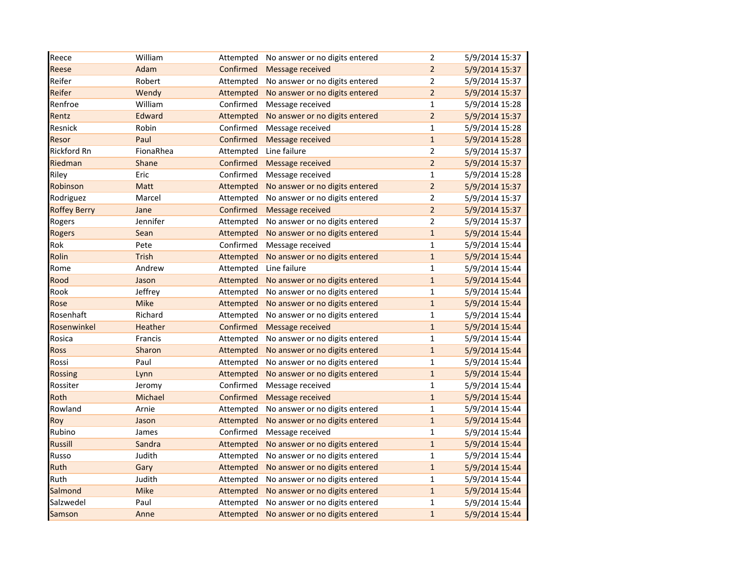| | | | | | |
|---|---|---|---|---|---|
| Reece | William | Attempted | No answer or no digits entered | 2 | 5/9/2014 15:37 |
| Reese | Adam | Confirmed | Message received | 2 | 5/9/2014 15:37 |
| Reifer | Robert | Attempted | No answer or no digits entered | 2 | 5/9/2014 15:37 |
| Reifer | Wendy | Attempted | No answer or no digits entered | 2 | 5/9/2014 15:37 |
| Renfroe | William | Confirmed | Message received | 1 | 5/9/2014 15:28 |
| Rentz | Edward | Attempted | No answer or no digits entered | 2 | 5/9/2014 15:37 |
| Resnick | Robin | Confirmed | Message received | 1 | 5/9/2014 15:28 |
| Resor | Paul | Confirmed | Message received | 1 | 5/9/2014 15:28 |
| Rickford Rn | FionaRhea | Attempted | Line failure | 2 | 5/9/2014 15:37 |
| Riedman | Shane | Confirmed | Message received | 2 | 5/9/2014 15:37 |
| Riley | Eric | Confirmed | Message received | 1 | 5/9/2014 15:28 |
| Robinson | Matt | Attempted | No answer or no digits entered | 2 | 5/9/2014 15:37 |
| Rodriguez | Marcel | Attempted | No answer or no digits entered | 2 | 5/9/2014 15:37 |
| Roffey Berry | Jane | Confirmed | Message received | 2 | 5/9/2014 15:37 |
| Rogers | Jennifer | Attempted | No answer or no digits entered | 2 | 5/9/2014 15:37 |
| Rogers | Sean | Attempted | No answer or no digits entered | 1 | 5/9/2014 15:44 |
| Rok | Pete | Confirmed | Message received | 1 | 5/9/2014 15:44 |
| Rolin | Trish | Attempted | No answer or no digits entered | 1 | 5/9/2014 15:44 |
| Rome | Andrew | Attempted | Line failure | 1 | 5/9/2014 15:44 |
| Rood | Jason | Attempted | No answer or no digits entered | 1 | 5/9/2014 15:44 |
| Rook | Jeffrey | Attempted | No answer or no digits entered | 1 | 5/9/2014 15:44 |
| Rose | Mike | Attempted | No answer or no digits entered | 1 | 5/9/2014 15:44 |
| Rosenhaft | Richard | Attempted | No answer or no digits entered | 1 | 5/9/2014 15:44 |
| Rosenwinkel | Heather | Confirmed | Message received | 1 | 5/9/2014 15:44 |
| Rosica | Francis | Attempted | No answer or no digits entered | 1 | 5/9/2014 15:44 |
| Ross | Sharon | Attempted | No answer or no digits entered | 1 | 5/9/2014 15:44 |
| Rossi | Paul | Attempted | No answer or no digits entered | 1 | 5/9/2014 15:44 |
| Rossing | Lynn | Attempted | No answer or no digits entered | 1 | 5/9/2014 15:44 |
| Rossiter | Jeromy | Confirmed | Message received | 1 | 5/9/2014 15:44 |
| Roth | Michael | Confirmed | Message received | 1 | 5/9/2014 15:44 |
| Rowland | Arnie | Attempted | No answer or no digits entered | 1 | 5/9/2014 15:44 |
| Roy | Jason | Attempted | No answer or no digits entered | 1 | 5/9/2014 15:44 |
| Rubino | James | Confirmed | Message received | 1 | 5/9/2014 15:44 |
| Russill | Sandra | Attempted | No answer or no digits entered | 1 | 5/9/2014 15:44 |
| Russo | Judith | Attempted | No answer or no digits entered | 1 | 5/9/2014 15:44 |
| Ruth | Gary | Attempted | No answer or no digits entered | 1 | 5/9/2014 15:44 |
| Ruth | Judith | Attempted | No answer or no digits entered | 1 | 5/9/2014 15:44 |
| Salmond | Mike | Attempted | No answer or no digits entered | 1 | 5/9/2014 15:44 |
| Salzwedel | Paul | Attempted | No answer or no digits entered | 1 | 5/9/2014 15:44 |
| Samson | Anne | Attempted | No answer or no digits entered | 1 | 5/9/2014 15:44 |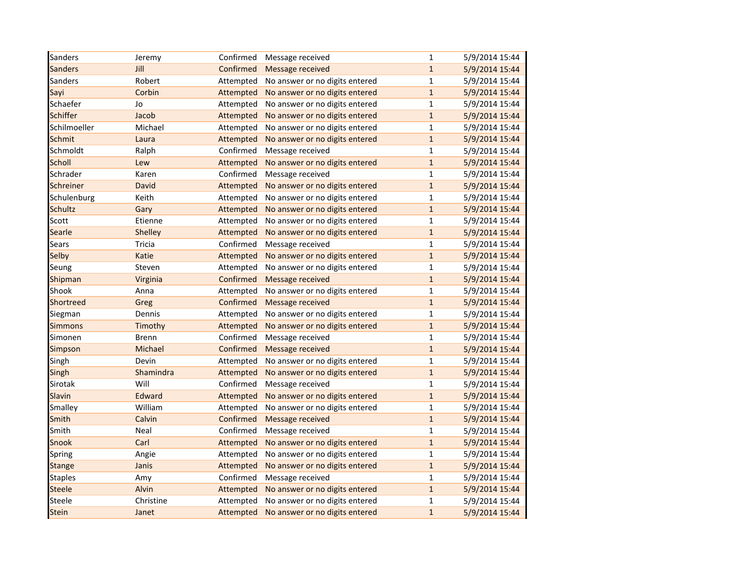| | | | | | |
|---|---|---|---|---|---|
| Sanders | Jeremy | Confirmed | Message received | 1 | 5/9/2014 15:44 |
| Sanders | Jill | Confirmed | Message received | 1 | 5/9/2014 15:44 |
| Sanders | Robert | Attempted | No answer or no digits entered | 1 | 5/9/2014 15:44 |
| Sayi | Corbin | Attempted | No answer or no digits entered | 1 | 5/9/2014 15:44 |
| Schaefer | Jo | Attempted | No answer or no digits entered | 1 | 5/9/2014 15:44 |
| Schiffer | Jacob | Attempted | No answer or no digits entered | 1 | 5/9/2014 15:44 |
| Schilmoeller | Michael | Attempted | No answer or no digits entered | 1 | 5/9/2014 15:44 |
| Schmit | Laura | Attempted | No answer or no digits entered | 1 | 5/9/2014 15:44 |
| Schmoldt | Ralph | Confirmed | Message received | 1 | 5/9/2014 15:44 |
| Scholl | Lew | Attempted | No answer or no digits entered | 1 | 5/9/2014 15:44 |
| Schrader | Karen | Confirmed | Message received | 1 | 5/9/2014 15:44 |
| Schreiner | David | Attempted | No answer or no digits entered | 1 | 5/9/2014 15:44 |
| Schulenburg | Keith | Attempted | No answer or no digits entered | 1 | 5/9/2014 15:44 |
| Schultz | Gary | Attempted | No answer or no digits entered | 1 | 5/9/2014 15:44 |
| Scott | Etienne | Attempted | No answer or no digits entered | 1 | 5/9/2014 15:44 |
| Searle | Shelley | Attempted | No answer or no digits entered | 1 | 5/9/2014 15:44 |
| Sears | Tricia | Confirmed | Message received | 1 | 5/9/2014 15:44 |
| Selby | Katie | Attempted | No answer or no digits entered | 1 | 5/9/2014 15:44 |
| Seung | Steven | Attempted | No answer or no digits entered | 1 | 5/9/2014 15:44 |
| Shipman | Virginia | Confirmed | Message received | 1 | 5/9/2014 15:44 |
| Shook | Anna | Attempted | No answer or no digits entered | 1 | 5/9/2014 15:44 |
| Shortreed | Greg | Confirmed | Message received | 1 | 5/9/2014 15:44 |
| Siegman | Dennis | Attempted | No answer or no digits entered | 1 | 5/9/2014 15:44 |
| Simmons | Timothy | Attempted | No answer or no digits entered | 1 | 5/9/2014 15:44 |
| Simonen | Brenn | Confirmed | Message received | 1 | 5/9/2014 15:44 |
| Simpson | Michael | Confirmed | Message received | 1 | 5/9/2014 15:44 |
| Singh | Devin | Attempted | No answer or no digits entered | 1 | 5/9/2014 15:44 |
| Singh | Shamindra | Attempted | No answer or no digits entered | 1 | 5/9/2014 15:44 |
| Sirotak | Will | Confirmed | Message received | 1 | 5/9/2014 15:44 |
| Slavin | Edward | Attempted | No answer or no digits entered | 1 | 5/9/2014 15:44 |
| Smalley | William | Attempted | No answer or no digits entered | 1 | 5/9/2014 15:44 |
| Smith | Calvin | Confirmed | Message received | 1 | 5/9/2014 15:44 |
| Smith | Neal | Confirmed | Message received | 1 | 5/9/2014 15:44 |
| Snook | Carl | Attempted | No answer or no digits entered | 1 | 5/9/2014 15:44 |
| Spring | Angie | Attempted | No answer or no digits entered | 1 | 5/9/2014 15:44 |
| Stange | Janis | Attempted | No answer or no digits entered | 1 | 5/9/2014 15:44 |
| Staples | Amy | Confirmed | Message received | 1 | 5/9/2014 15:44 |
| Steele | Alvin | Attempted | No answer or no digits entered | 1 | 5/9/2014 15:44 |
| Steele | Christine | Attempted | No answer or no digits entered | 1 | 5/9/2014 15:44 |
| Stein | Janet | Attempted | No answer or no digits entered | 1 | 5/9/2014 15:44 |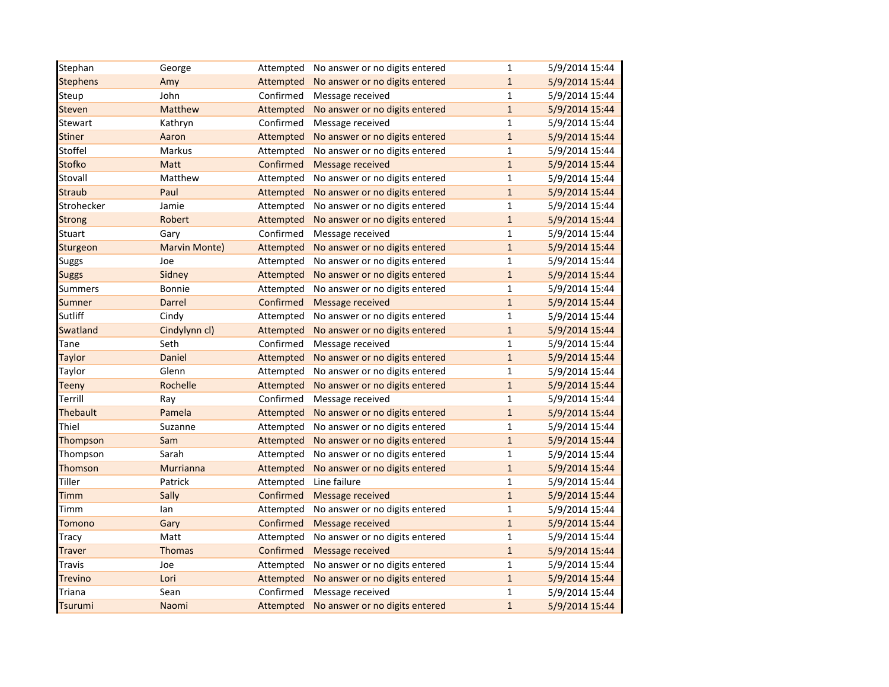| | | | | | |
|---|---|---|---|---|---|
| Stephan | George | Attempted | No answer or no digits entered | 1 | 5/9/2014 15:44 |
| Stephens | Amy | Attempted | No answer or no digits entered | 1 | 5/9/2014 15:44 |
| Steup | John | Confirmed | Message received | 1 | 5/9/2014 15:44 |
| Steven | Matthew | Attempted | No answer or no digits entered | 1 | 5/9/2014 15:44 |
| Stewart | Kathryn | Confirmed | Message received | 1 | 5/9/2014 15:44 |
| Stiner | Aaron | Attempted | No answer or no digits entered | 1 | 5/9/2014 15:44 |
| Stoffel | Markus | Attempted | No answer or no digits entered | 1 | 5/9/2014 15:44 |
| Stofko | Matt | Confirmed | Message received | 1 | 5/9/2014 15:44 |
| Stovall | Matthew | Attempted | No answer or no digits entered | 1 | 5/9/2014 15:44 |
| Straub | Paul | Attempted | No answer or no digits entered | 1 | 5/9/2014 15:44 |
| Strohecker | Jamie | Attempted | No answer or no digits entered | 1 | 5/9/2014 15:44 |
| Strong | Robert | Attempted | No answer or no digits entered | 1 | 5/9/2014 15:44 |
| Stuart | Gary | Confirmed | Message received | 1 | 5/9/2014 15:44 |
| Sturgeon | Marvin Monte) | Attempted | No answer or no digits entered | 1 | 5/9/2014 15:44 |
| Suggs | Joe | Attempted | No answer or no digits entered | 1 | 5/9/2014 15:44 |
| Suggs | Sidney | Attempted | No answer or no digits entered | 1 | 5/9/2014 15:44 |
| Summers | Bonnie | Attempted | No answer or no digits entered | 1 | 5/9/2014 15:44 |
| Sumner | Darrel | Confirmed | Message received | 1 | 5/9/2014 15:44 |
| Sutliff | Cindy | Attempted | No answer or no digits entered | 1 | 5/9/2014 15:44 |
| Swatland | Cindylynn cl) | Attempted | No answer or no digits entered | 1 | 5/9/2014 15:44 |
| Tane | Seth | Confirmed | Message received | 1 | 5/9/2014 15:44 |
| Taylor | Daniel | Attempted | No answer or no digits entered | 1 | 5/9/2014 15:44 |
| Taylor | Glenn | Attempted | No answer or no digits entered | 1 | 5/9/2014 15:44 |
| Teeny | Rochelle | Attempted | No answer or no digits entered | 1 | 5/9/2014 15:44 |
| Terrill | Ray | Confirmed | Message received | 1 | 5/9/2014 15:44 |
| Thebault | Pamela | Attempted | No answer or no digits entered | 1 | 5/9/2014 15:44 |
| Thiel | Suzanne | Attempted | No answer or no digits entered | 1 | 5/9/2014 15:44 |
| Thompson | Sam | Attempted | No answer or no digits entered | 1 | 5/9/2014 15:44 |
| Thompson | Sarah | Attempted | No answer or no digits entered | 1 | 5/9/2014 15:44 |
| Thomson | Murrianna | Attempted | No answer or no digits entered | 1 | 5/9/2014 15:44 |
| Tiller | Patrick | Attempted | Line failure | 1 | 5/9/2014 15:44 |
| Timm | Sally | Confirmed | Message received | 1 | 5/9/2014 15:44 |
| Timm | Ian | Attempted | No answer or no digits entered | 1 | 5/9/2014 15:44 |
| Tomono | Gary | Confirmed | Message received | 1 | 5/9/2014 15:44 |
| Tracy | Matt | Attempted | No answer or no digits entered | 1 | 5/9/2014 15:44 |
| Traver | Thomas | Confirmed | Message received | 1 | 5/9/2014 15:44 |
| Travis | Joe | Attempted | No answer or no digits entered | 1 | 5/9/2014 15:44 |
| Trevino | Lori | Attempted | No answer or no digits entered | 1 | 5/9/2014 15:44 |
| Triana | Sean | Confirmed | Message received | 1 | 5/9/2014 15:44 |
| Tsurumi | Naomi | Attempted | No answer or no digits entered | 1 | 5/9/2014 15:44 |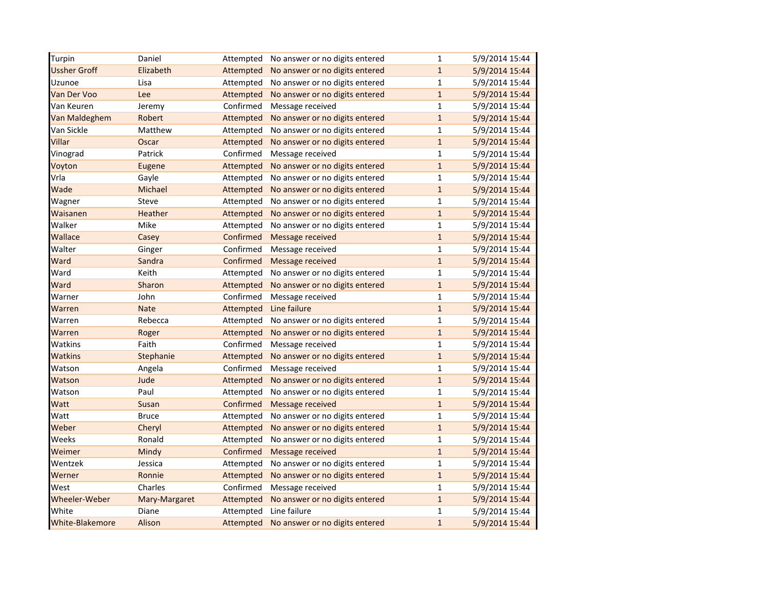| | | | | | |
|---|---|---|---|---|---|
| Turpin | Daniel | Attempted | No answer or no digits entered | 1 | 5/9/2014 15:44 |
| Ussher Groff | Elizabeth | Attempted | No answer or no digits entered | 1 | 5/9/2014 15:44 |
| Uzunoe | Lisa | Attempted | No answer or no digits entered | 1 | 5/9/2014 15:44 |
| Van Der Voo | Lee | Attempted | No answer or no digits entered | 1 | 5/9/2014 15:44 |
| Van Keuren | Jeremy | Confirmed | Message received | 1 | 5/9/2014 15:44 |
| Van Maldeghem | Robert | Attempted | No answer or no digits entered | 1 | 5/9/2014 15:44 |
| Van Sickle | Matthew | Attempted | No answer or no digits entered | 1 | 5/9/2014 15:44 |
| Villar | Oscar | Attempted | No answer or no digits entered | 1 | 5/9/2014 15:44 |
| Vinograd | Patrick | Confirmed | Message received | 1 | 5/9/2014 15:44 |
| Voyton | Eugene | Attempted | No answer or no digits entered | 1 | 5/9/2014 15:44 |
| Vrla | Gayle | Attempted | No answer or no digits entered | 1 | 5/9/2014 15:44 |
| Wade | Michael | Attempted | No answer or no digits entered | 1 | 5/9/2014 15:44 |
| Wagner | Steve | Attempted | No answer or no digits entered | 1 | 5/9/2014 15:44 |
| Waisanen | Heather | Attempted | No answer or no digits entered | 1 | 5/9/2014 15:44 |
| Walker | Mike | Attempted | No answer or no digits entered | 1 | 5/9/2014 15:44 |
| Wallace | Casey | Confirmed | Message received | 1 | 5/9/2014 15:44 |
| Walter | Ginger | Confirmed | Message received | 1 | 5/9/2014 15:44 |
| Ward | Sandra | Confirmed | Message received | 1 | 5/9/2014 15:44 |
| Ward | Keith | Attempted | No answer or no digits entered | 1 | 5/9/2014 15:44 |
| Ward | Sharon | Attempted | No answer or no digits entered | 1 | 5/9/2014 15:44 |
| Warner | John | Confirmed | Message received | 1 | 5/9/2014 15:44 |
| Warren | Nate | Attempted | Line failure | 1 | 5/9/2014 15:44 |
| Warren | Rebecca | Attempted | No answer or no digits entered | 1 | 5/9/2014 15:44 |
| Warren | Roger | Attempted | No answer or no digits entered | 1 | 5/9/2014 15:44 |
| Watkins | Faith | Confirmed | Message received | 1 | 5/9/2014 15:44 |
| Watkins | Stephanie | Attempted | No answer or no digits entered | 1 | 5/9/2014 15:44 |
| Watson | Angela | Confirmed | Message received | 1 | 5/9/2014 15:44 |
| Watson | Jude | Attempted | No answer or no digits entered | 1 | 5/9/2014 15:44 |
| Watson | Paul | Attempted | No answer or no digits entered | 1 | 5/9/2014 15:44 |
| Watt | Susan | Confirmed | Message received | 1 | 5/9/2014 15:44 |
| Watt | Bruce | Attempted | No answer or no digits entered | 1 | 5/9/2014 15:44 |
| Weber | Cheryl | Attempted | No answer or no digits entered | 1 | 5/9/2014 15:44 |
| Weeks | Ronald | Attempted | No answer or no digits entered | 1 | 5/9/2014 15:44 |
| Weimer | Mindy | Confirmed | Message received | 1 | 5/9/2014 15:44 |
| Wentzek | Jessica | Attempted | No answer or no digits entered | 1 | 5/9/2014 15:44 |
| Werner | Ronnie | Attempted | No answer or no digits entered | 1 | 5/9/2014 15:44 |
| West | Charles | Confirmed | Message received | 1 | 5/9/2014 15:44 |
| Wheeler-Weber | Mary-Margaret | Attempted | No answer or no digits entered | 1 | 5/9/2014 15:44 |
| White | Diane | Attempted | Line failure | 1 | 5/9/2014 15:44 |
| White-Blakemore | Alison | Attempted | No answer or no digits entered | 1 | 5/9/2014 15:44 |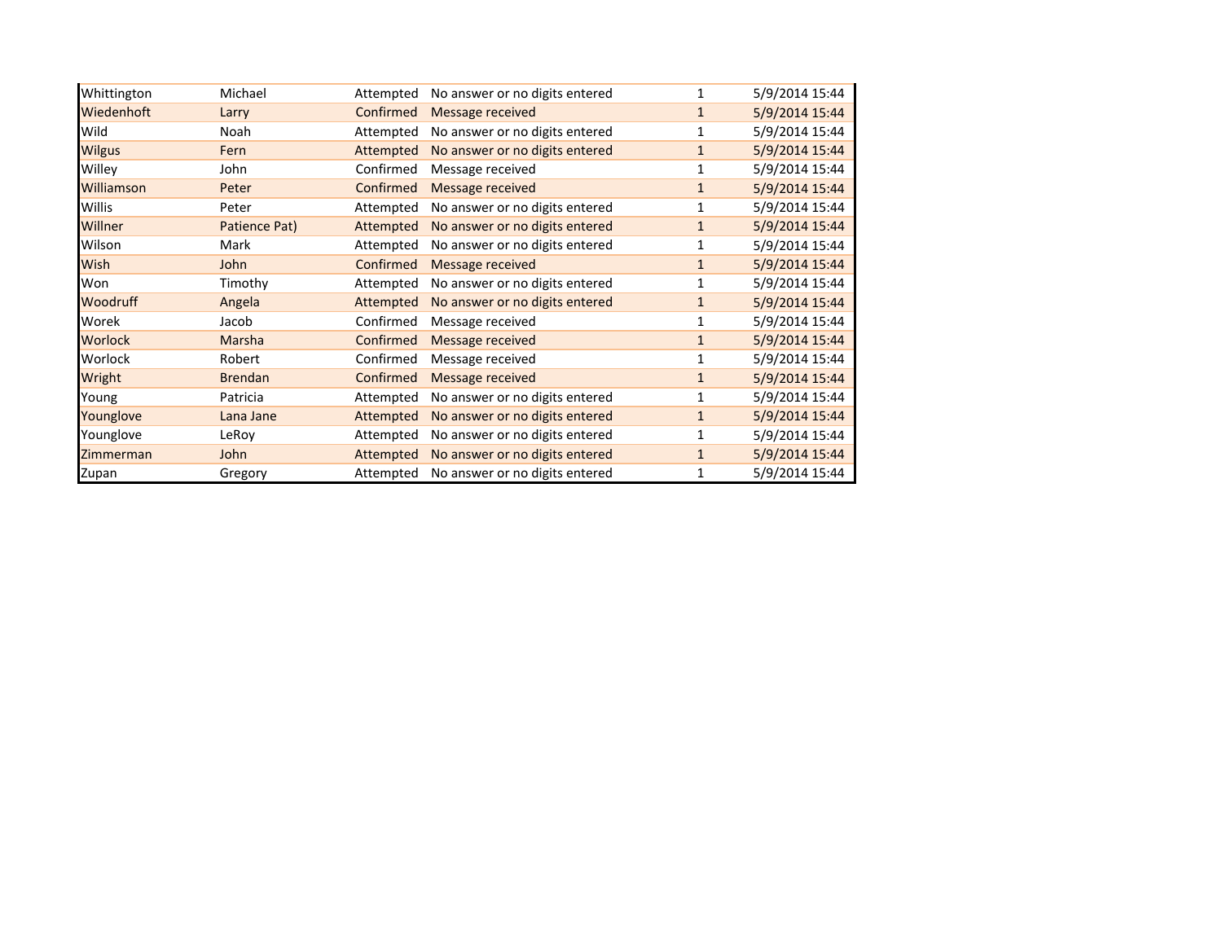| | | | | | |
|---|---|---|---|---|---|
| Whittington | Michael | Attempted | No answer or no digits entered | 1 | 5/9/2014 15:44 |
| Wiedenhoft | Larry | Confirmed | Message received | 1 | 5/9/2014 15:44 |
| Wild | Noah | Attempted | No answer or no digits entered | 1 | 5/9/2014 15:44 |
| Wilgus | Fern | Attempted | No answer or no digits entered | 1 | 5/9/2014 15:44 |
| Willey | John | Confirmed | Message received | 1 | 5/9/2014 15:44 |
| Williamson | Peter | Confirmed | Message received | 1 | 5/9/2014 15:44 |
| Willis | Peter | Attempted | No answer or no digits entered | 1 | 5/9/2014 15:44 |
| Willner | Patience Pat) | Attempted | No answer or no digits entered | 1 | 5/9/2014 15:44 |
| Wilson | Mark | Attempted | No answer or no digits entered | 1 | 5/9/2014 15:44 |
| Wish | John | Confirmed | Message received | 1 | 5/9/2014 15:44 |
| Won | Timothy | Attempted | No answer or no digits entered | 1 | 5/9/2014 15:44 |
| Woodruff | Angela | Attempted | No answer or no digits entered | 1 | 5/9/2014 15:44 |
| Worek | Jacob | Confirmed | Message received | 1 | 5/9/2014 15:44 |
| Worlock | Marsha | Confirmed | Message received | 1 | 5/9/2014 15:44 |
| Worlock | Robert | Confirmed | Message received | 1 | 5/9/2014 15:44 |
| Wright | Brendan | Confirmed | Message received | 1 | 5/9/2014 15:44 |
| Young | Patricia | Attempted | No answer or no digits entered | 1 | 5/9/2014 15:44 |
| Younglove | Lana Jane | Attempted | No answer or no digits entered | 1 | 5/9/2014 15:44 |
| Younglove | LeRoy | Attempted | No answer or no digits entered | 1 | 5/9/2014 15:44 |
| Zimmerman | John | Attempted | No answer or no digits entered | 1 | 5/9/2014 15:44 |
| Zupan | Gregory | Attempted | No answer or no digits entered | 1 | 5/9/2014 15:44 |